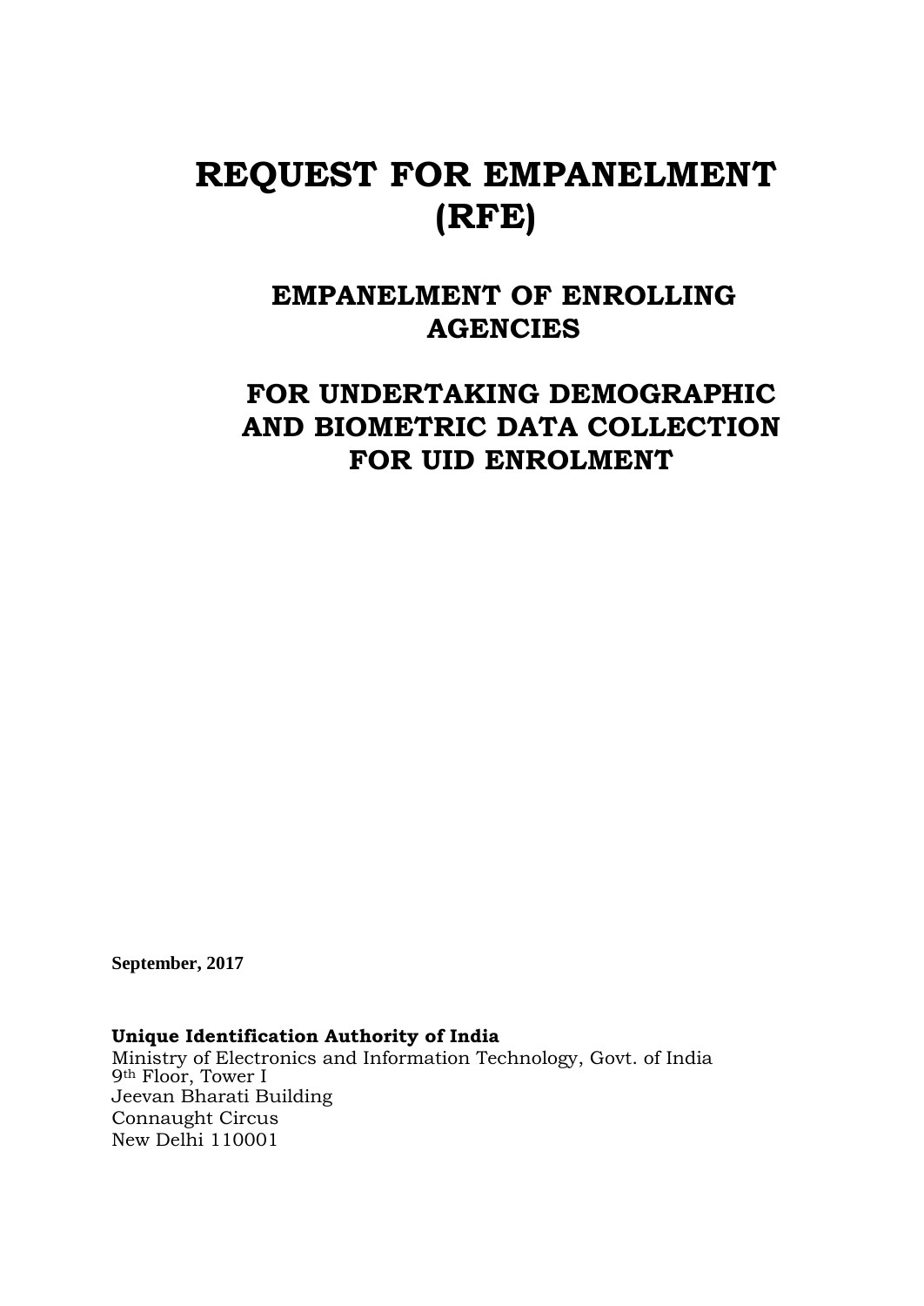# REQUEST FOR EMPANELMENT (RFE)

## EMPANELMENT OF ENROLLING AGENCIES

## FOR UNDERTAKING DEMOGRAPHIC AND BIOMETRIC DATA COLLECTION FOR UID ENROLMENT

**September, 2017**

**Unique Identification Authority of India**
Ministry of Electronics and Information Technology, Govt. of India
9th Floor, Tower I
Jeevan Bharati Building
Connaught Circus
New Delhi 110001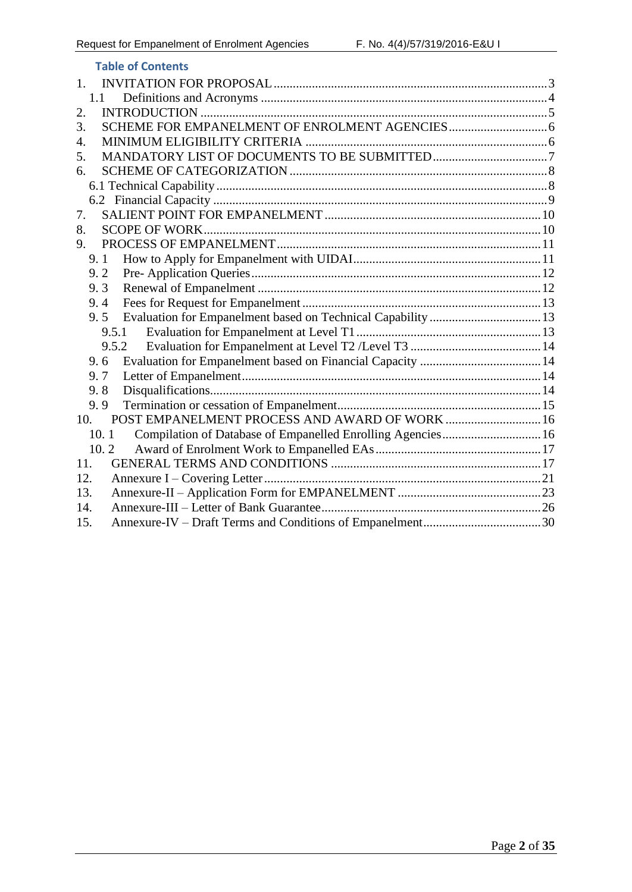## Table of Contents

1. INVITATION FOR PROPOSAL ..... 3
   - 1.1 Definitions and Acronyms ..... 4
2. INTRODUCTION ..... 5
3. SCHEME FOR EMPANELMENT OF ENROLMENT AGENCIES ..... 6
4. MINIMUM ELIGIBILITY CRITERIA ..... 6
5. MANDATORY LIST OF DOCUMENTS TO BE SUBMITTED ..... 7
6. SCHEME OF CATEGORIZATION ..... 8
   - 6.1 Technical Capability ..... 8
   - 6.2 Financial Capacity ..... 9
7. SALIENT POINT FOR EMPANELMENT ..... 10
8. SCOPE OF WORK ..... 10
9. PROCESS OF EMPANELMENT ..... 11
   - 9. 1 How to Apply for Empanelment with UIDAI ..... 11
   - 9. 2 Pre- Application Queries ..... 12
   - 9. 3 Renewal of Empanelment ..... 12
   - 9. 4 Fees for Request for Empanelment ..... 13
   - 9. 5 Evaluation for Empanelment based on Technical Capability ..... 13
     - 9.5.1 Evaluation for Empanelment at Level T1 ..... 13
     - 9.5.2 Evaluation for Empanelment at Level T2 /Level T3 ..... 14
   - 9. 6 Evaluation for Empanelment based on Financial Capacity ..... 14
   - 9. 7 Letter of Empanelment ..... 14
   - 9. 8 Disqualifications ..... 14
   - 9. 9 Termination or cessation of Empanelment ..... 15
10. POST EMPANELMENT PROCESS AND AWARD OF WORK ..... 16
    - 10. 1 Compilation of Database of Empanelled Enrolling Agencies ..... 16
    - 10. 2 Award of Enrolment Work to Empanelled EAs ..... 17
11. GENERAL TERMS AND CONDITIONS ..... 17
12. Annexure I – Covering Letter ..... 21
13. Annexure-II – Application Form for EMPANELMENT ..... 23
14. Annexure-III – Letter of Bank Guarantee ..... 26
15. Annexure-IV – Draft Terms and Conditions of Empanelment ..... 30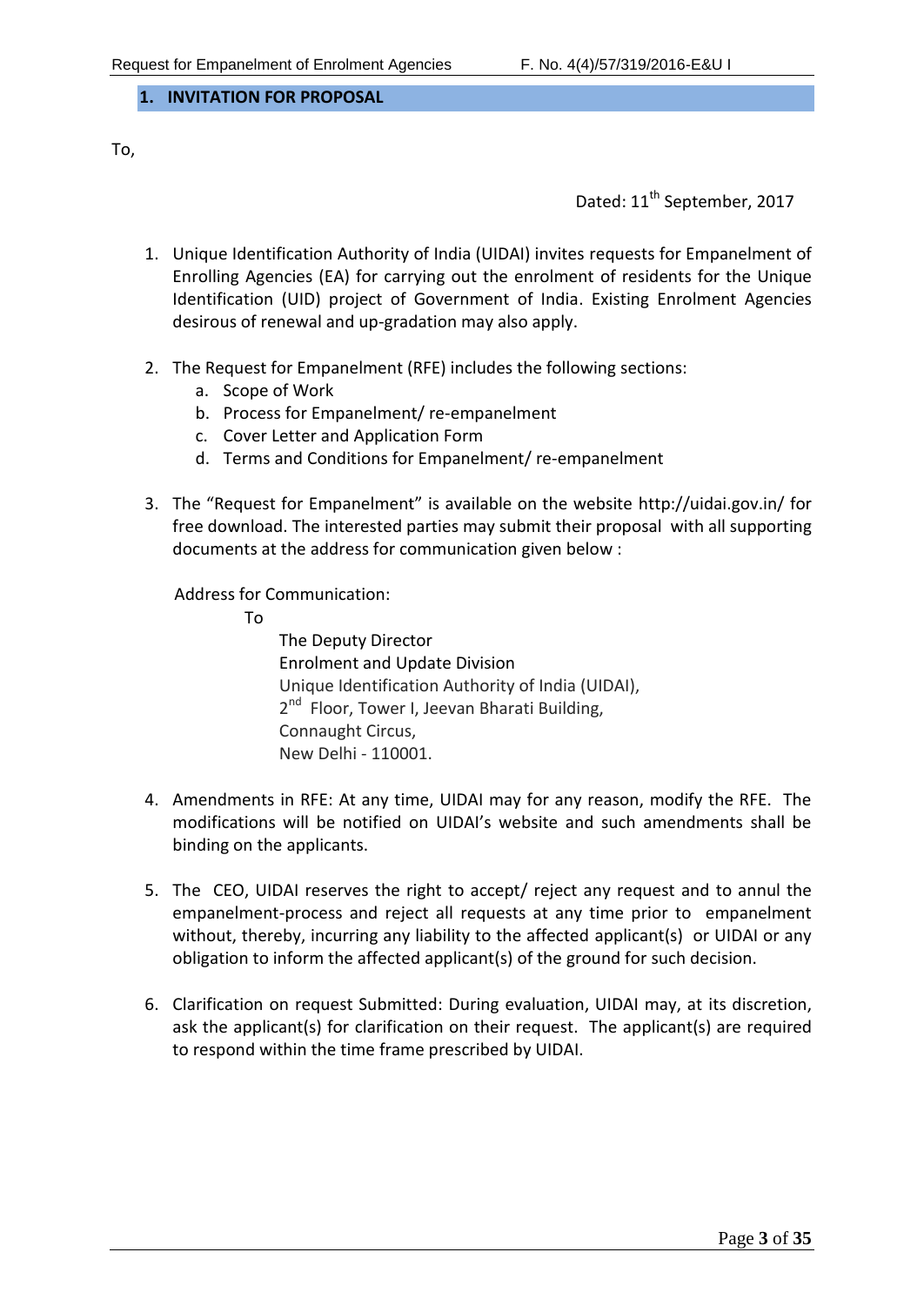## 1. INVITATION FOR PROPOSAL

To,

Dated: 11th September, 2017

1. Unique Identification Authority of India (UIDAI) invites requests for Empanelment of Enrolling Agencies (EA) for carrying out the enrolment of residents for the Unique Identification (UID) project of Government of India. Existing Enrolment Agencies desirous of renewal and up-gradation may also apply.

2. The Request for Empanelment (RFE) includes the following sections:
   a. Scope of Work
   b. Process for Empanelment/ re-empanelment
   c. Cover Letter and Application Form
   d. Terms and Conditions for Empanelment/ re-empanelment

3. The "Request for Empanelment" is available on the website http://uidai.gov.in/ for free download. The interested parties may submit their proposal with all supporting documents at the address for communication given below :

   Address for Communication:

   To

   The Deputy Director
   Enrolment and Update Division
   Unique Identification Authority of India (UIDAI),
   2nd Floor, Tower I, Jeevan Bharati Building,
   Connaught Circus,
   New Delhi - 110001.

4. Amendments in RFE: At any time, UIDAI may for any reason, modify the RFE. The modifications will be notified on UIDAI's website and such amendments shall be binding on the applicants.

5. The CEO, UIDAI reserves the right to accept/ reject any request and to annul the empanelment-process and reject all requests at any time prior to empanelment without, thereby, incurring any liability to the affected applicant(s) or UIDAI or any obligation to inform the affected applicant(s) of the ground for such decision.

6. Clarification on request Submitted: During evaluation, UIDAI may, at its discretion, ask the applicant(s) for clarification on their request. The applicant(s) are required to respond within the time frame prescribed by UIDAI.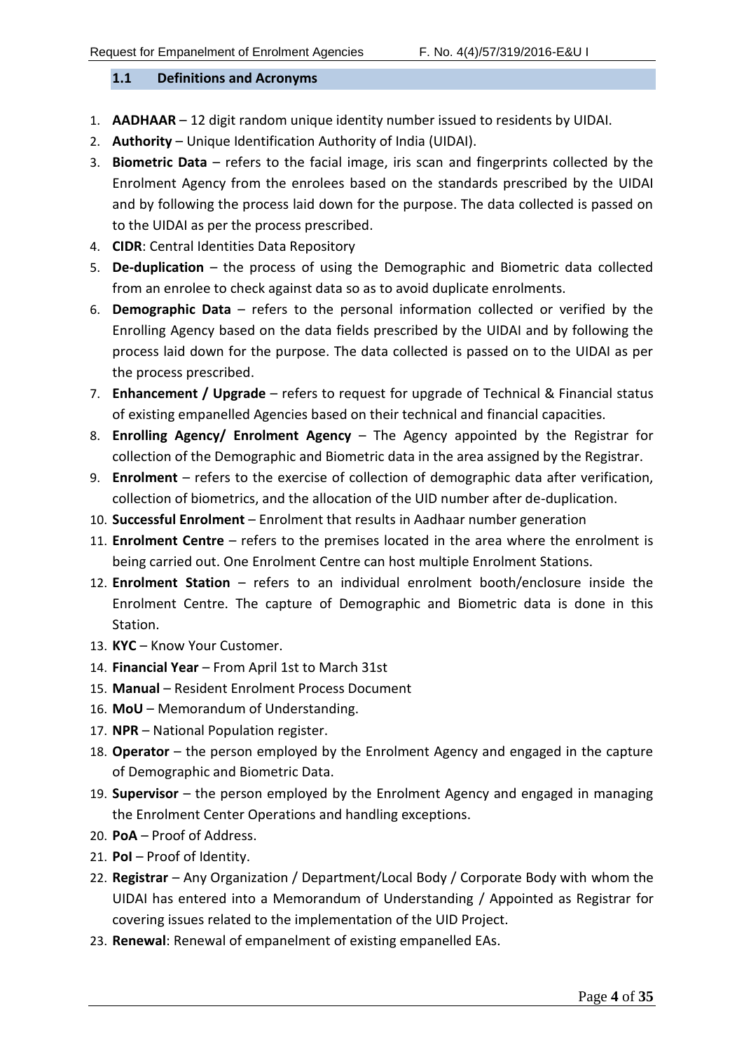### 1.1 Definitions and Acronyms

1. **AADHAAR** – 12 digit random unique identity number issued to residents by UIDAI.
2. **Authority** – Unique Identification Authority of India (UIDAI).
3. **Biometric Data** – refers to the facial image, iris scan and fingerprints collected by the Enrolment Agency from the enrolees based on the standards prescribed by the UIDAI and by following the process laid down for the purpose. The data collected is passed on to the UIDAI as per the process prescribed.
4. **CIDR**: Central Identities Data Repository
5. **De-duplication** – the process of using the Demographic and Biometric data collected from an enrolee to check against data so as to avoid duplicate enrolments.
6. **Demographic Data** – refers to the personal information collected or verified by the Enrolling Agency based on the data fields prescribed by the UIDAI and by following the process laid down for the purpose. The data collected is passed on to the UIDAI as per the process prescribed.
7. **Enhancement / Upgrade** – refers to request for upgrade of Technical & Financial status of existing empanelled Agencies based on their technical and financial capacities.
8. **Enrolling Agency/ Enrolment Agency** – The Agency appointed by the Registrar for collection of the Demographic and Biometric data in the area assigned by the Registrar.
9. **Enrolment** – refers to the exercise of collection of demographic data after verification, collection of biometrics, and the allocation of the UID number after de-duplication.
10. **Successful Enrolment** – Enrolment that results in Aadhaar number generation
11. **Enrolment Centre** – refers to the premises located in the area where the enrolment is being carried out. One Enrolment Centre can host multiple Enrolment Stations.
12. **Enrolment Station** – refers to an individual enrolment booth/enclosure inside the Enrolment Centre. The capture of Demographic and Biometric data is done in this Station.
13. **KYC** – Know Your Customer.
14. **Financial Year** – From April 1st to March 31st
15. **Manual** – Resident Enrolment Process Document
16. **MoU** – Memorandum of Understanding.
17. **NPR** – National Population register.
18. **Operator** – the person employed by the Enrolment Agency and engaged in the capture of Demographic and Biometric Data.
19. **Supervisor** – the person employed by the Enrolment Agency and engaged in managing the Enrolment Center Operations and handling exceptions.
20. **PoA** – Proof of Address.
21. **PoI** – Proof of Identity.
22. **Registrar** – Any Organization / Department/Local Body / Corporate Body with whom the UIDAI has entered into a Memorandum of Understanding / Appointed as Registrar for covering issues related to the implementation of the UID Project.
23. **Renewal**: Renewal of empanelment of existing empanelled EAs.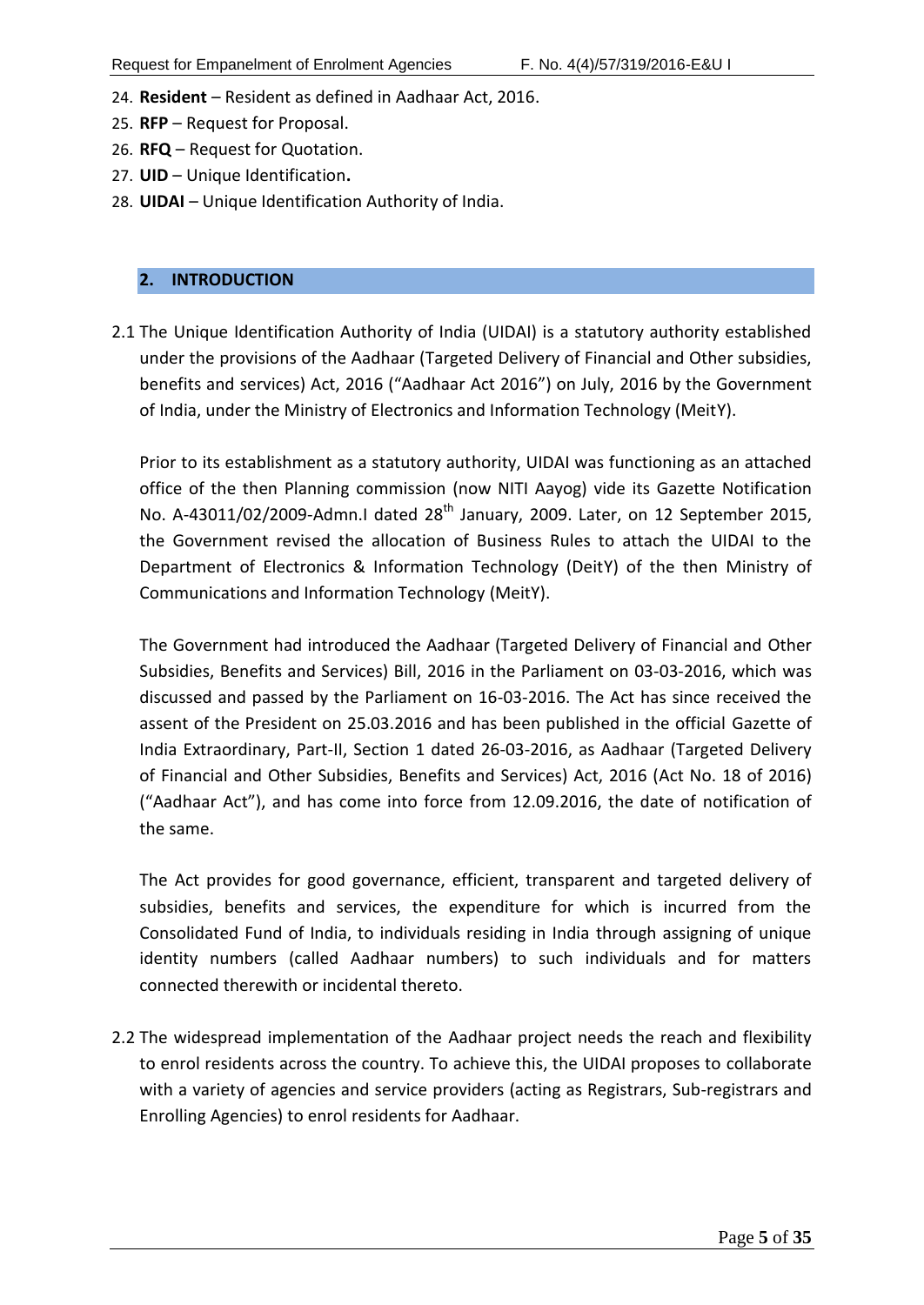24. **Resident** – Resident as defined in Aadhaar Act, 2016.
25. **RFP** – Request for Proposal.
26. **RFQ** – Request for Quotation.
27. **UID** – Unique Identification**.**
28. **UIDAI** – Unique Identification Authority of India.

## 2. INTRODUCTION

2.1 The Unique Identification Authority of India (UIDAI) is a statutory authority established under the provisions of the Aadhaar (Targeted Delivery of Financial and Other subsidies, benefits and services) Act, 2016 ("Aadhaar Act 2016") on July, 2016 by the Government of India, under the Ministry of Electronics and Information Technology (MeitY).

Prior to its establishment as a statutory authority, UIDAI was functioning as an attached office of the then Planning commission (now NITI Aayog) vide its Gazette Notification No. A-43011/02/2009-Admn.I dated 28th January, 2009. Later, on 12 September 2015, the Government revised the allocation of Business Rules to attach the UIDAI to the Department of Electronics & Information Technology (DeitY) of the then Ministry of Communications and Information Technology (MeitY).

The Government had introduced the Aadhaar (Targeted Delivery of Financial and Other Subsidies, Benefits and Services) Bill, 2016 in the Parliament on 03-03-2016, which was discussed and passed by the Parliament on 16-03-2016. The Act has since received the assent of the President on 25.03.2016 and has been published in the official Gazette of India Extraordinary, Part-II, Section 1 dated 26-03-2016, as Aadhaar (Targeted Delivery of Financial and Other Subsidies, Benefits and Services) Act, 2016 (Act No. 18 of 2016) ("Aadhaar Act"), and has come into force from 12.09.2016, the date of notification of the same.

The Act provides for good governance, efficient, transparent and targeted delivery of subsidies, benefits and services, the expenditure for which is incurred from the Consolidated Fund of India, to individuals residing in India through assigning of unique identity numbers (called Aadhaar numbers) to such individuals and for matters connected therewith or incidental thereto.

2.2 The widespread implementation of the Aadhaar project needs the reach and flexibility to enrol residents across the country. To achieve this, the UIDAI proposes to collaborate with a variety of agencies and service providers (acting as Registrars, Sub-registrars and Enrolling Agencies) to enrol residents for Aadhaar.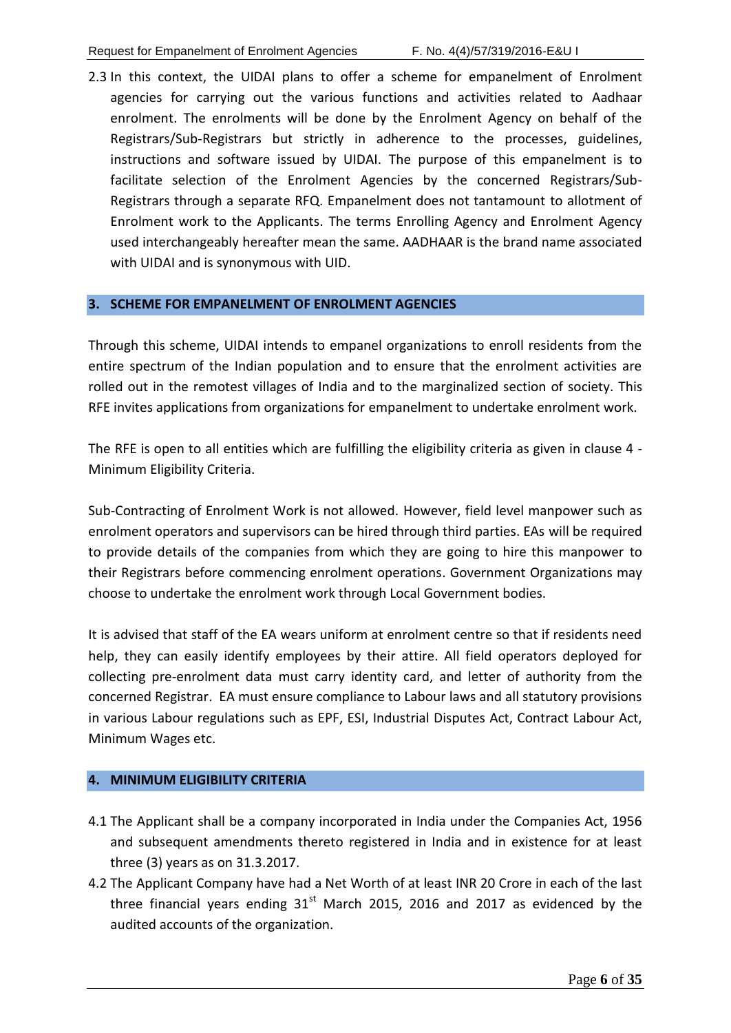2.3 In this context, the UIDAI plans to offer a scheme for empanelment of Enrolment agencies for carrying out the various functions and activities related to Aadhaar enrolment. The enrolments will be done by the Enrolment Agency on behalf of the Registrars/Sub-Registrars but strictly in adherence to the processes, guidelines, instructions and software issued by UIDAI. The purpose of this empanelment is to facilitate selection of the Enrolment Agencies by the concerned Registrars/Sub-Registrars through a separate RFQ. Empanelment does not tantamount to allotment of Enrolment work to the Applicants. The terms Enrolling Agency and Enrolment Agency used interchangeably hereafter mean the same. AADHAAR is the brand name associated with UIDAI and is synonymous with UID.

## 3. SCHEME FOR EMPANELMENT OF ENROLMENT AGENCIES

Through this scheme, UIDAI intends to empanel organizations to enroll residents from the entire spectrum of the Indian population and to ensure that the enrolment activities are rolled out in the remotest villages of India and to the marginalized section of society. This RFE invites applications from organizations for empanelment to undertake enrolment work.

The RFE is open to all entities which are fulfilling the eligibility criteria as given in clause 4 - Minimum Eligibility Criteria.

Sub-Contracting of Enrolment Work is not allowed. However, field level manpower such as enrolment operators and supervisors can be hired through third parties. EAs will be required to provide details of the companies from which they are going to hire this manpower to their Registrars before commencing enrolment operations. Government Organizations may choose to undertake the enrolment work through Local Government bodies.

It is advised that staff of the EA wears uniform at enrolment centre so that if residents need help, they can easily identify employees by their attire. All field operators deployed for collecting pre-enrolment data must carry identity card, and letter of authority from the concerned Registrar. EA must ensure compliance to Labour laws and all statutory provisions in various Labour regulations such as EPF, ESI, Industrial Disputes Act, Contract Labour Act, Minimum Wages etc.

## 4. MINIMUM ELIGIBILITY CRITERIA

4.1 The Applicant shall be a company incorporated in India under the Companies Act, 1956 and subsequent amendments thereto registered in India and in existence for at least three (3) years as on 31.3.2017.

4.2 The Applicant Company have had a Net Worth of at least INR 20 Crore in each of the last three financial years ending 31st March 2015, 2016 and 2017 as evidenced by the audited accounts of the organization.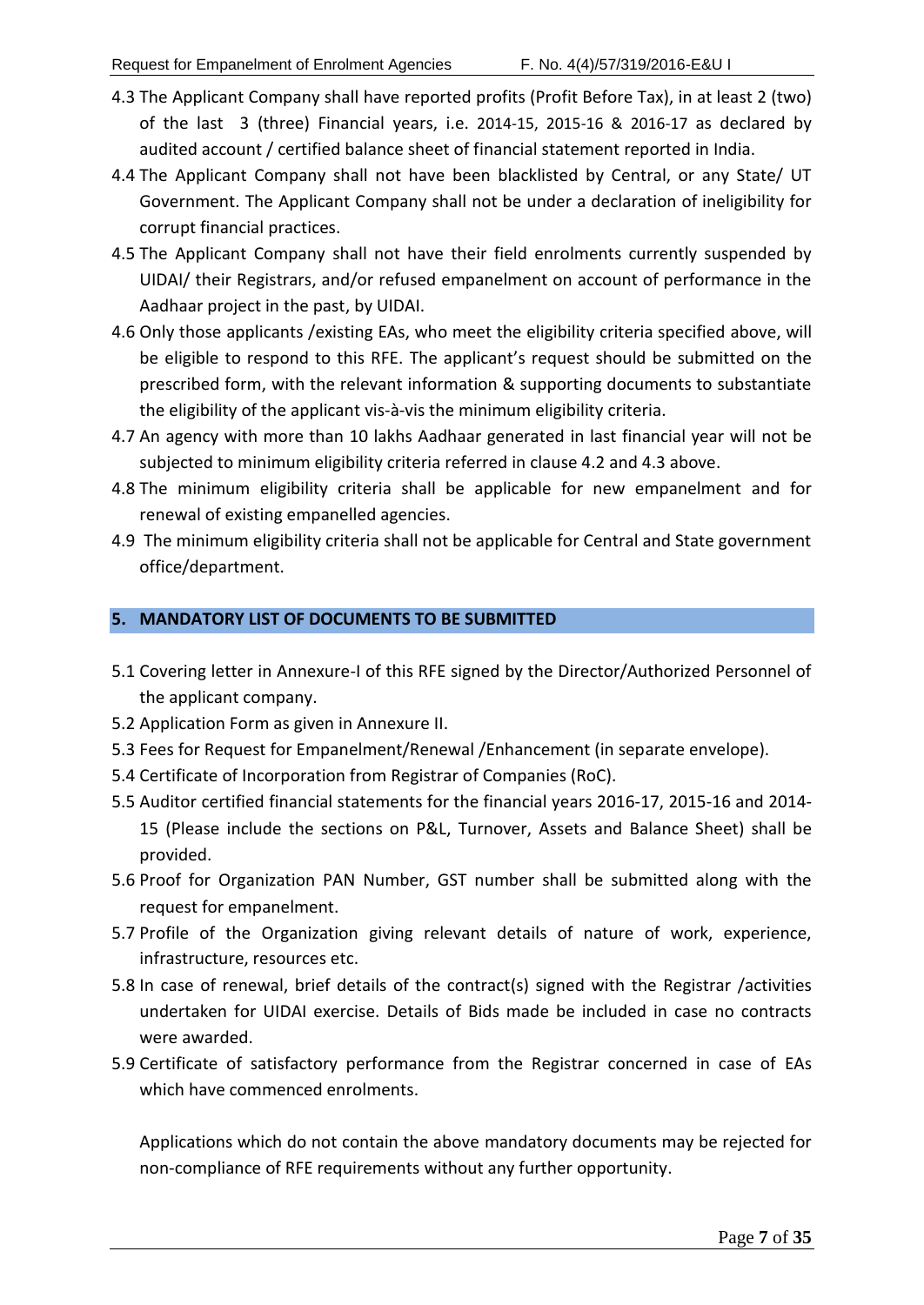4.3 The Applicant Company shall have reported profits (Profit Before Tax), in at least 2 (two) of the last 3 (three) Financial years, i.e. 2014-15, 2015-16 & 2016-17 as declared by audited account / certified balance sheet of financial statement reported in India.

4.4 The Applicant Company shall not have been blacklisted by Central, or any State/ UT Government. The Applicant Company shall not be under a declaration of ineligibility for corrupt financial practices.

4.5 The Applicant Company shall not have their field enrolments currently suspended by UIDAI/ their Registrars, and/or refused empanelment on account of performance in the Aadhaar project in the past, by UIDAI.

4.6 Only those applicants /existing EAs, who meet the eligibility criteria specified above, will be eligible to respond to this RFE. The applicant's request should be submitted on the prescribed form, with the relevant information & supporting documents to substantiate the eligibility of the applicant vis-à-vis the minimum eligibility criteria.

4.7 An agency with more than 10 lakhs Aadhaar generated in last financial year will not be subjected to minimum eligibility criteria referred in clause 4.2 and 4.3 above.

4.8 The minimum eligibility criteria shall be applicable for new empanelment and for renewal of existing empanelled agencies.

4.9 The minimum eligibility criteria shall not be applicable for Central and State government office/department.

## 5. MANDATORY LIST OF DOCUMENTS TO BE SUBMITTED

5.1 Covering letter in Annexure-I of this RFE signed by the Director/Authorized Personnel of the applicant company.

5.2 Application Form as given in Annexure II.

5.3 Fees for Request for Empanelment/Renewal /Enhancement (in separate envelope).

5.4 Certificate of Incorporation from Registrar of Companies (RoC).

5.5 Auditor certified financial statements for the financial years 2016-17, 2015-16 and 2014-15 (Please include the sections on P&L, Turnover, Assets and Balance Sheet) shall be provided.

5.6 Proof for Organization PAN Number, GST number shall be submitted along with the request for empanelment.

5.7 Profile of the Organization giving relevant details of nature of work, experience, infrastructure, resources etc.

5.8 In case of renewal, brief details of the contract(s) signed with the Registrar /activities undertaken for UIDAI exercise. Details of Bids made be included in case no contracts were awarded.

5.9 Certificate of satisfactory performance from the Registrar concerned in case of EAs which have commenced enrolments.

Applications which do not contain the above mandatory documents may be rejected for non-compliance of RFE requirements without any further opportunity.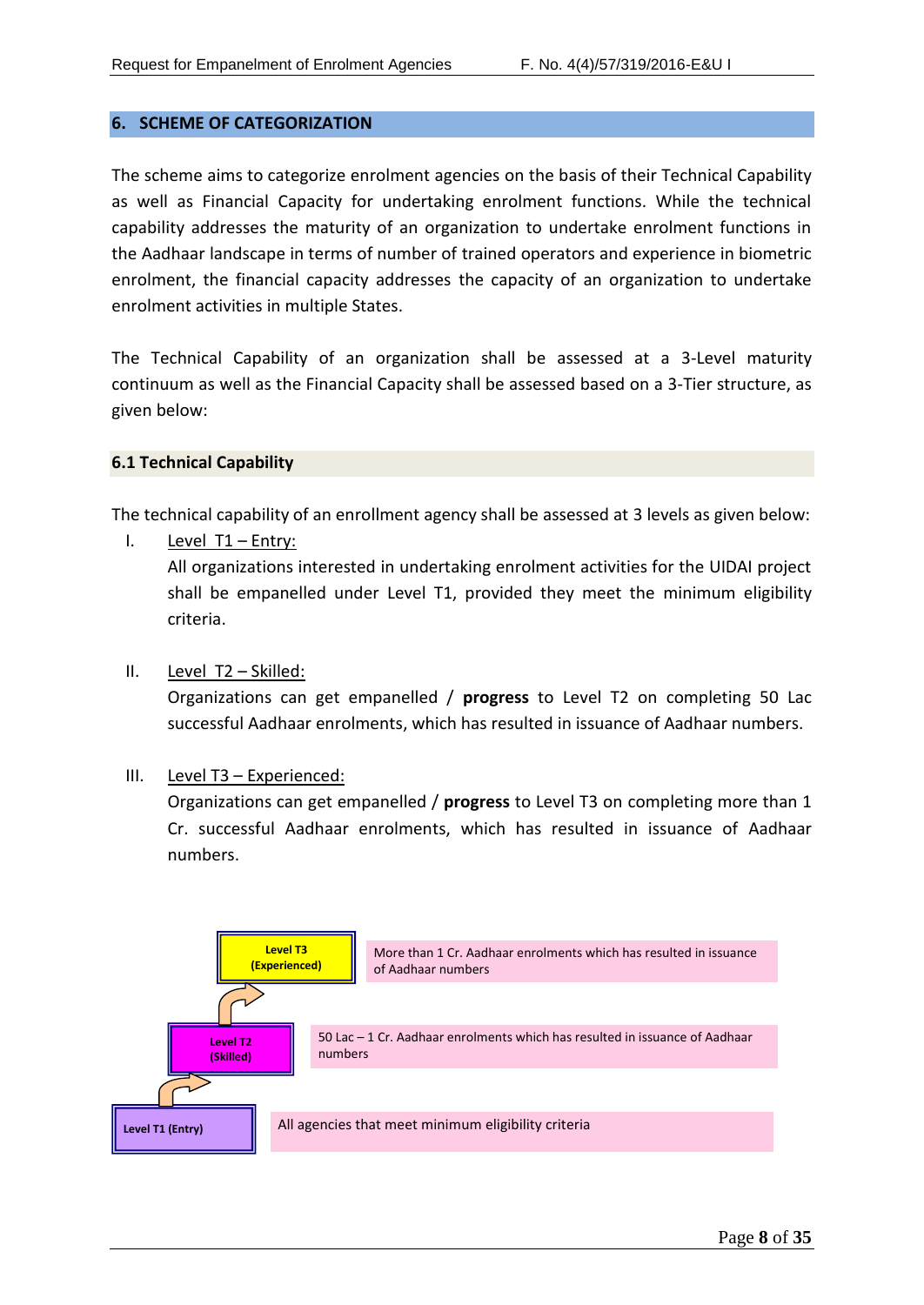## 6. SCHEME OF CATEGORIZATION

The scheme aims to categorize enrolment agencies on the basis of their Technical Capability as well as Financial Capacity for undertaking enrolment functions. While the technical capability addresses the maturity of an organization to undertake enrolment functions in the Aadhaar landscape in terms of number of trained operators and experience in biometric enrolment, the financial capacity addresses the capacity of an organization to undertake enrolment activities in multiple States.

The Technical Capability of an organization shall be assessed at a 3-Level maturity continuum as well as the Financial Capacity shall be assessed based on a 3-Tier structure, as given below:

### 6.1 Technical Capability

The technical capability of an enrollment agency shall be assessed at 3 levels as given below:

I. <u>Level T1 – Entry:</u>

All organizations interested in undertaking enrolment activities for the UIDAI project shall be empanelled under Level T1, provided they meet the minimum eligibility criteria.

II. <u>Level T2 – Skilled:</u>

Organizations can get empanelled / **progress** to Level T2 on completing 50 Lac successful Aadhaar enrolments, which has resulted in issuance of Aadhaar numbers.

III. <u>Level T3 – Experienced:</u>

Organizations can get empanelled / **progress** to Level T3 on completing more than 1 Cr. successful Aadhaar enrolments, which has resulted in issuance of Aadhaar numbers.

| Level | Criteria |
| --- | --- |
| Level T3 (Experienced) | More than 1 Cr. Aadhaar enrolments which has resulted in issuance of Aadhaar numbers |
| Level T2 (Skilled) | 50 Lac – 1 Cr. Aadhaar enrolments which has resulted in issuance of Aadhaar numbers |
| Level T1 (Entry) | All agencies that meet minimum eligibility criteria |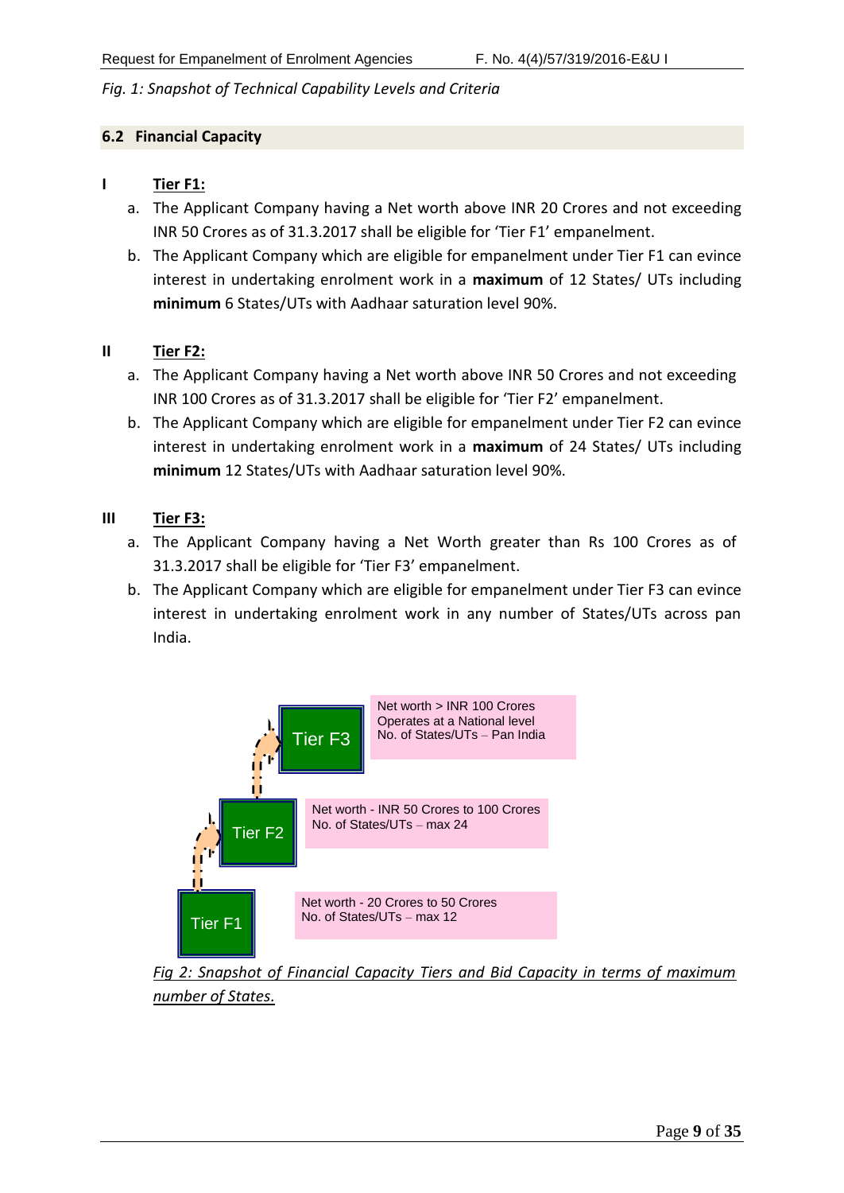*Fig. 1: Snapshot of Technical Capability Levels and Criteria*

## 6.2 Financial Capacity

**I** **Tier F1:**

a. The Applicant Company having a Net worth above INR 20 Crores and not exceeding INR 50 Crores as of 31.3.2017 shall be eligible for 'Tier F1' empanelment.

b. The Applicant Company which are eligible for empanelment under Tier F1 can evince interest in undertaking enrolment work in a **maximum** of 12 States/ UTs including **minimum** 6 States/UTs with Aadhaar saturation level 90%.

**II** **Tier F2:**

a. The Applicant Company having a Net worth above INR 50 Crores and not exceeding INR 100 Crores as of 31.3.2017 shall be eligible for 'Tier F2' empanelment.

b. The Applicant Company which are eligible for empanelment under Tier F2 can evince interest in undertaking enrolment work in a **maximum** of 24 States/ UTs including **minimum** 12 States/UTs with Aadhaar saturation level 90%.

**III** **Tier F3:**

a. The Applicant Company having a Net Worth greater than Rs 100 Crores as of 31.3.2017 shall be eligible for 'Tier F3' empanelment.

b. The Applicant Company which are eligible for empanelment under Tier F3 can evince interest in undertaking enrolment work in any number of States/UTs across pan India.

Tier F3 — Net worth > INR 100 Crores; Operates at a National level; No. of States/UTs – Pan India

Tier F2 — Net worth - INR 50 Crores to 100 Crores; No. of States/UTs – max 24

Tier F1 — Net worth - 20 Crores to 50 Crores; No. of States/UTs – max 12

*Fig 2: Snapshot of Financial Capacity Tiers and Bid Capacity in terms of maximum number of States.*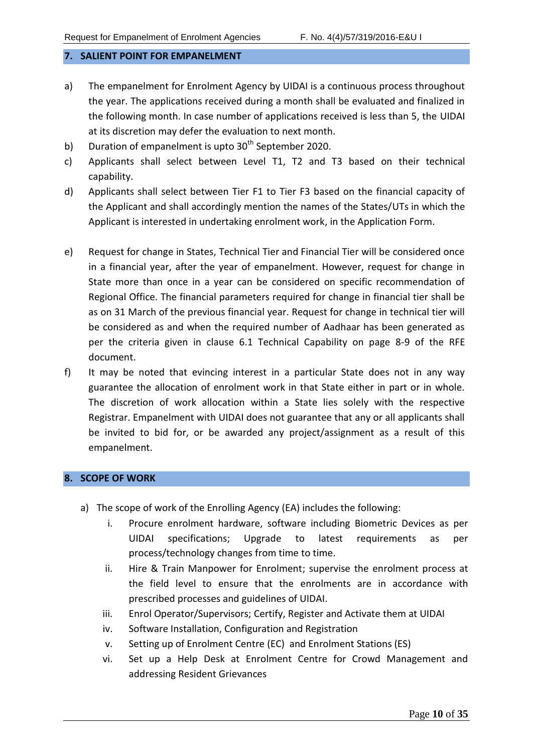## 7. SALIENT POINT FOR EMPANELMENT

a) The empanelment for Enrolment Agency by UIDAI is a continuous process throughout the year. The applications received during a month shall be evaluated and finalized in the following month. In case number of applications received is less than 5, the UIDAI at its discretion may defer the evaluation to next month.

b) Duration of empanelment is upto 30th September 2020.

c) Applicants shall select between Level T1, T2 and T3 based on their technical capability.

d) Applicants shall select between Tier F1 to Tier F3 based on the financial capacity of the Applicant and shall accordingly mention the names of the States/UTs in which the Applicant is interested in undertaking enrolment work, in the Application Form.

e) Request for change in States, Technical Tier and Financial Tier will be considered once in a financial year, after the year of empanelment. However, request for change in State more than once in a year can be considered on specific recommendation of Regional Office. The financial parameters required for change in financial tier shall be as on 31 March of the previous financial year. Request for change in technical tier will be considered as and when the required number of Aadhaar has been generated as per the criteria given in clause 6.1 Technical Capability on page 8-9 of the RFE document.

f) It may be noted that evincing interest in a particular State does not in any way guarantee the allocation of enrolment work in that State either in part or in whole. The discretion of work allocation within a State lies solely with the respective Registrar. Empanelment with UIDAI does not guarantee that any or all applicants shall be invited to bid for, or be awarded any project/assignment as a result of this empanelment.

## 8. SCOPE OF WORK

a) The scope of work of the Enrolling Agency (EA) includes the following:

   i. Procure enrolment hardware, software including Biometric Devices as per UIDAI specifications; Upgrade to latest requirements as per process/technology changes from time to time.

   ii. Hire & Train Manpower for Enrolment; supervise the enrolment process at the field level to ensure that the enrolments are in accordance with prescribed processes and guidelines of UIDAI.

   iii. Enrol Operator/Supervisors; Certify, Register and Activate them at UIDAI

   iv. Software Installation, Configuration and Registration

   v. Setting up of Enrolment Centre (EC) and Enrolment Stations (ES)

   vi. Set up a Help Desk at Enrolment Centre for Crowd Management and addressing Resident Grievances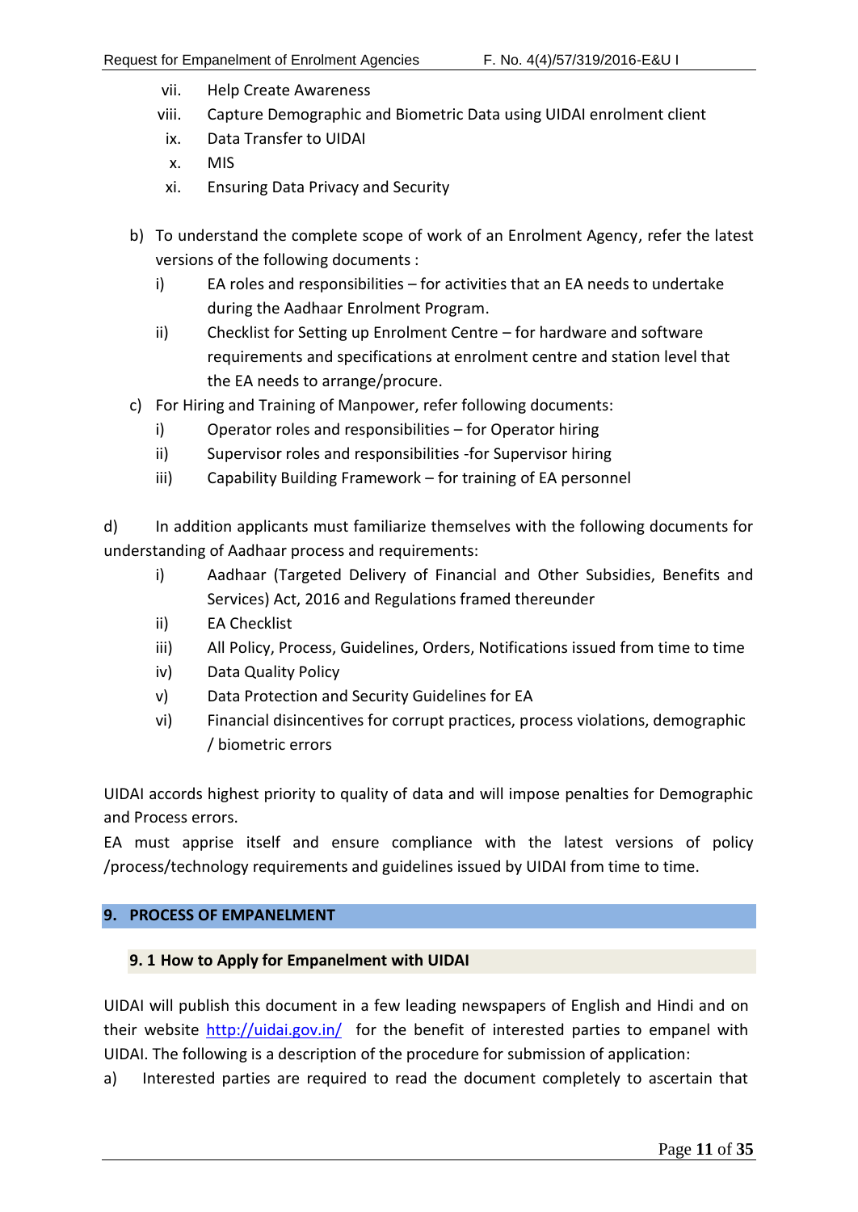vii. Help Create Awareness
viii. Capture Demographic and Biometric Data using UIDAI enrolment client
ix. Data Transfer to UIDAI
x. MIS
xi. Ensuring Data Privacy and Security

b) To understand the complete scope of work of an Enrolment Agency, refer the latest versions of the following documents :
   i) EA roles and responsibilities – for activities that an EA needs to undertake during the Aadhaar Enrolment Program.
   ii) Checklist for Setting up Enrolment Centre – for hardware and software requirements and specifications at enrolment centre and station level that the EA needs to arrange/procure.

c) For Hiring and Training of Manpower, refer following documents:
   i) Operator roles and responsibilities – for Operator hiring
   ii) Supervisor roles and responsibilities -for Supervisor hiring
   iii) Capability Building Framework – for training of EA personnel

d) In addition applicants must familiarize themselves with the following documents for understanding of Aadhaar process and requirements:
   i) Aadhaar (Targeted Delivery of Financial and Other Subsidies, Benefits and Services) Act, 2016 and Regulations framed thereunder
   ii) EA Checklist
   iii) All Policy, Process, Guidelines, Orders, Notifications issued from time to time
   iv) Data Quality Policy
   v) Data Protection and Security Guidelines for EA
   vi) Financial disincentives for corrupt practices, process violations, demographic / biometric errors

UIDAI accords highest priority to quality of data and will impose penalties for Demographic and Process errors.
EA must apprise itself and ensure compliance with the latest versions of policy /process/technology requirements and guidelines issued by UIDAI from time to time.

## 9. PROCESS OF EMPANELMENT

### 9. 1 How to Apply for Empanelment with UIDAI

UIDAI will publish this document in a few leading newspapers of English and Hindi and on their website http://uidai.gov.in/ for the benefit of interested parties to empanel with UIDAI. The following is a description of the procedure for submission of application:

a) Interested parties are required to read the document completely to ascertain that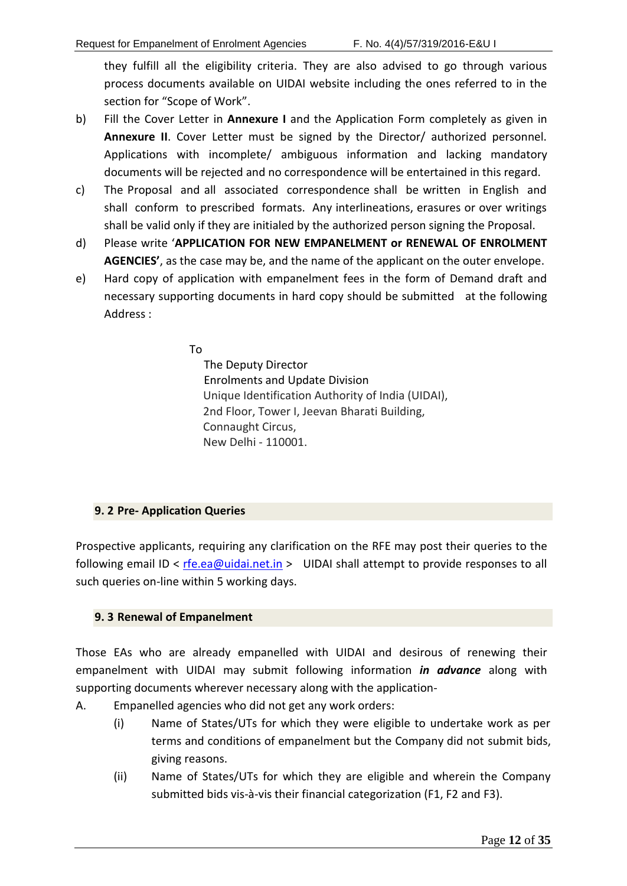they fulfill all the eligibility criteria. They are also advised to go through various process documents available on UIDAI website including the ones referred to in the section for "Scope of Work".

b) Fill the Cover Letter in **Annexure I** and the Application Form completely as given in **Annexure II**. Cover Letter must be signed by the Director/ authorized personnel. Applications with incomplete/ ambiguous information and lacking mandatory documents will be rejected and no correspondence will be entertained in this regard.

c) The Proposal and all associated correspondence shall be written in English and shall conform to prescribed formats. Any interlineations, erasures or over writings shall be valid only if they are initialed by the authorized person signing the Proposal.

d) Please write '**APPLICATION FOR NEW EMPANELMENT or RENEWAL OF ENROLMENT AGENCIES'**, as the case may be, and the name of the applicant on the outer envelope.

e) Hard copy of application with empanelment fees in the form of Demand draft and necessary supporting documents in hard copy should be submitted at the following Address :

To
The Deputy Director
Enrolments and Update Division
Unique Identification Authority of India (UIDAI),
2nd Floor, Tower I, Jeevan Bharati Building,
Connaught Circus,
New Delhi - 110001.

### 9. 2 Pre- Application Queries

Prospective applicants, requiring any clarification on the RFE may post their queries to the following email ID < rfe.ea@uidai.net.in > UIDAI shall attempt to provide responses to all such queries on-line within 5 working days.

### 9. 3 Renewal of Empanelment

Those EAs who are already empanelled with UIDAI and desirous of renewing their empanelment with UIDAI may submit following information ***in advance*** along with supporting documents wherever necessary along with the application-

A. Empanelled agencies who did not get any work orders:

(i) Name of States/UTs for which they were eligible to undertake work as per terms and conditions of empanelment but the Company did not submit bids, giving reasons.

(ii) Name of States/UTs for which they are eligible and wherein the Company submitted bids vis-à-vis their financial categorization (F1, F2 and F3).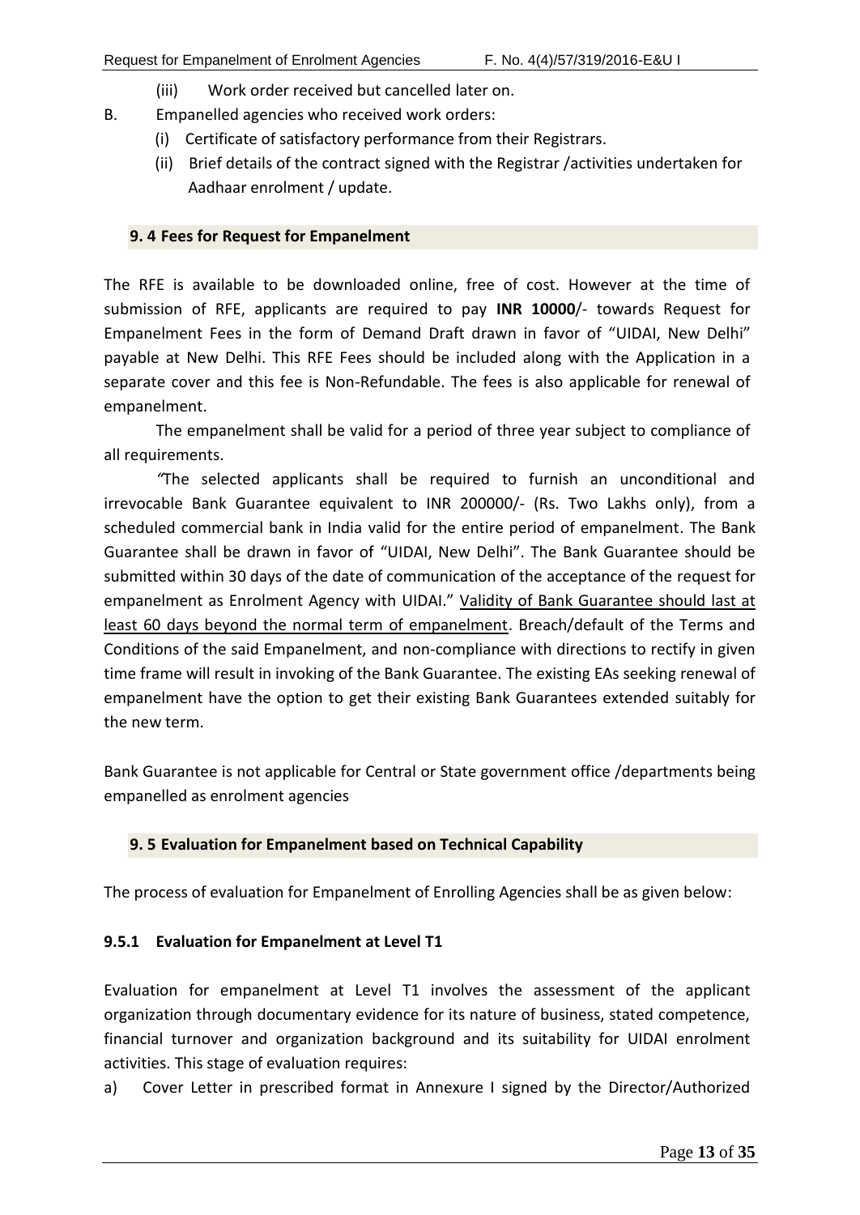(iii) Work order received but cancelled later on.

B. Empanelled agencies who received work orders:

(i) Certificate of satisfactory performance from their Registrars.

(ii) Brief details of the contract signed with the Registrar /activities undertaken for Aadhaar enrolment / update.

### 9. 4 Fees for Request for Empanelment

The RFE is available to be downloaded online, free of cost. However at the time of submission of RFE, applicants are required to pay **INR 10000**/- towards Request for Empanelment Fees in the form of Demand Draft drawn in favor of "UIDAI, New Delhi" payable at New Delhi. This RFE Fees should be included along with the Application in a separate cover and this fee is Non-Refundable. The fees is also applicable for renewal of empanelment.

The empanelment shall be valid for a period of three year subject to compliance of all requirements.

*"*The selected applicants shall be required to furnish an unconditional and irrevocable Bank Guarantee equivalent to INR 200000/- (Rs. Two Lakhs only), from a scheduled commercial bank in India valid for the entire period of empanelment. The Bank Guarantee shall be drawn in favor of "UIDAI, New Delhi". The Bank Guarantee should be submitted within 30 days of the date of communication of the acceptance of the request for empanelment as Enrolment Agency with UIDAI." <u>Validity of Bank Guarantee should last at least 60 days beyond the normal term of empanelment</u>. Breach/default of the Terms and Conditions of the said Empanelment, and non-compliance with directions to rectify in given time frame will result in invoking of the Bank Guarantee. The existing EAs seeking renewal of empanelment have the option to get their existing Bank Guarantees extended suitably for the new term.

Bank Guarantee is not applicable for Central or State government office /departments being empanelled as enrolment agencies

### 9. 5 Evaluation for Empanelment based on Technical Capability

The process of evaluation for Empanelment of Enrolling Agencies shall be as given below:

#### 9.5.1 Evaluation for Empanelment at Level T1

Evaluation for empanelment at Level T1 involves the assessment of the applicant organization through documentary evidence for its nature of business, stated competence, financial turnover and organization background and its suitability for UIDAI enrolment activities. This stage of evaluation requires:

a) Cover Letter in prescribed format in Annexure I signed by the Director/Authorized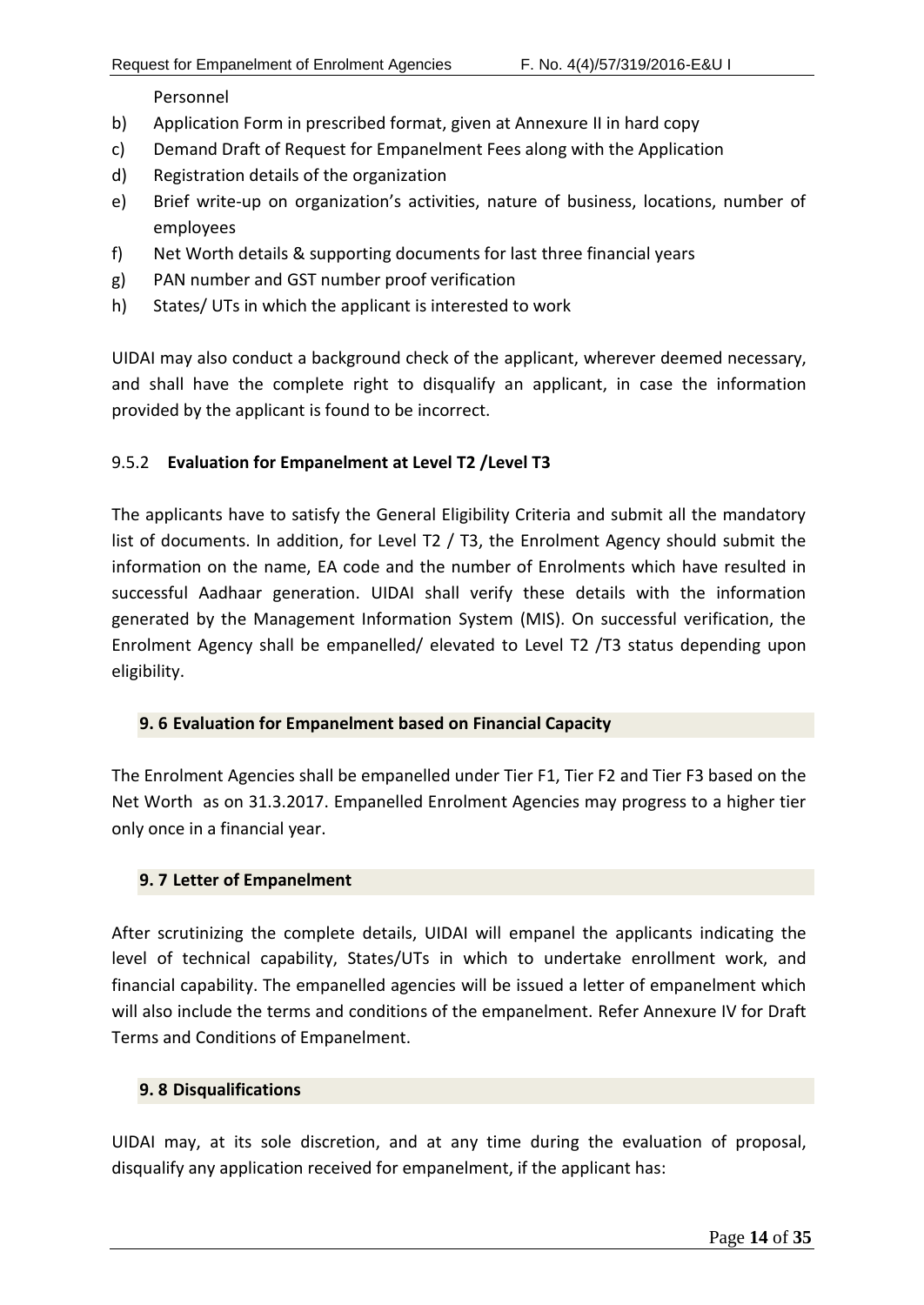Personnel

b) Application Form in prescribed format, given at Annexure II in hard copy
c) Demand Draft of Request for Empanelment Fees along with the Application
d) Registration details of the organization
e) Brief write-up on organization's activities, nature of business, locations, number of employees
f) Net Worth details & supporting documents for last three financial years
g) PAN number and GST number proof verification
h) States/ UTs in which the applicant is interested to work

UIDAI may also conduct a background check of the applicant, wherever deemed necessary, and shall have the complete right to disqualify an applicant, in case the information provided by the applicant is found to be incorrect.

### 9.5.2 Evaluation for Empanelment at Level T2 /Level T3

The applicants have to satisfy the General Eligibility Criteria and submit all the mandatory list of documents. In addition, for Level T2 / T3, the Enrolment Agency should submit the information on the name, EA code and the number of Enrolments which have resulted in successful Aadhaar generation. UIDAI shall verify these details with the information generated by the Management Information System (MIS). On successful verification, the Enrolment Agency shall be empanelled/ elevated to Level T2 /T3 status depending upon eligibility.

## 9. 6 Evaluation for Empanelment based on Financial Capacity

The Enrolment Agencies shall be empanelled under Tier F1, Tier F2 and Tier F3 based on the Net Worth as on 31.3.2017. Empanelled Enrolment Agencies may progress to a higher tier only once in a financial year.

## 9. 7 Letter of Empanelment

After scrutinizing the complete details, UIDAI will empanel the applicants indicating the level of technical capability, States/UTs in which to undertake enrollment work, and financial capability. The empanelled agencies will be issued a letter of empanelment which will also include the terms and conditions of the empanelment. Refer Annexure IV for Draft Terms and Conditions of Empanelment.

## 9. 8 Disqualifications

UIDAI may, at its sole discretion, and at any time during the evaluation of proposal, disqualify any application received for empanelment, if the applicant has: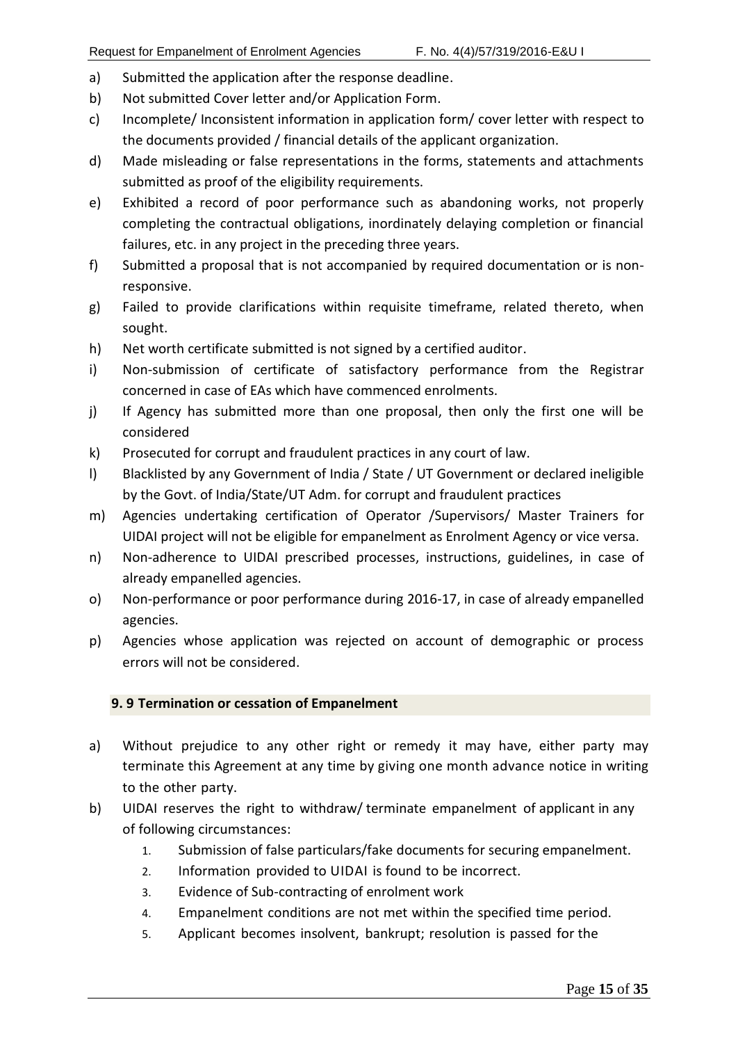a) Submitted the application after the response deadline.
b) Not submitted Cover letter and/or Application Form.
c) Incomplete/ Inconsistent information in application form/ cover letter with respect to the documents provided / financial details of the applicant organization.
d) Made misleading or false representations in the forms, statements and attachments submitted as proof of the eligibility requirements.
e) Exhibited a record of poor performance such as abandoning works, not properly completing the contractual obligations, inordinately delaying completion or financial failures, etc. in any project in the preceding three years.
f) Submitted a proposal that is not accompanied by required documentation or is non-responsive.
g) Failed to provide clarifications within requisite timeframe, related thereto, when sought.
h) Net worth certificate submitted is not signed by a certified auditor.
i) Non-submission of certificate of satisfactory performance from the Registrar concerned in case of EAs which have commenced enrolments.
j) If Agency has submitted more than one proposal, then only the first one will be considered
k) Prosecuted for corrupt and fraudulent practices in any court of law.
l) Blacklisted by any Government of India / State / UT Government or declared ineligible by the Govt. of India/State/UT Adm. for corrupt and fraudulent practices
m) Agencies undertaking certification of Operator /Supervisors/ Master Trainers for UIDAI project will not be eligible for empanelment as Enrolment Agency or vice versa.
n) Non-adherence to UIDAI prescribed processes, instructions, guidelines, in case of already empanelled agencies.
o) Non-performance or poor performance during 2016-17, in case of already empanelled agencies.
p) Agencies whose application was rejected on account of demographic or process errors will not be considered.

### 9. 9 Termination or cessation of Empanelment

a) Without prejudice to any other right or remedy it may have, either party may terminate this Agreement at any time by giving one month advance notice in writing to the other party.
b) UIDAI reserves the right to withdraw/ terminate empanelment of applicant in any of following circumstances:
    1. Submission of false particulars/fake documents for securing empanelment.
    2. Information provided to UIDAI is found to be incorrect.
    3. Evidence of Sub-contracting of enrolment work
    4. Empanelment conditions are not met within the specified time period.
    5. Applicant becomes insolvent, bankrupt; resolution is passed for the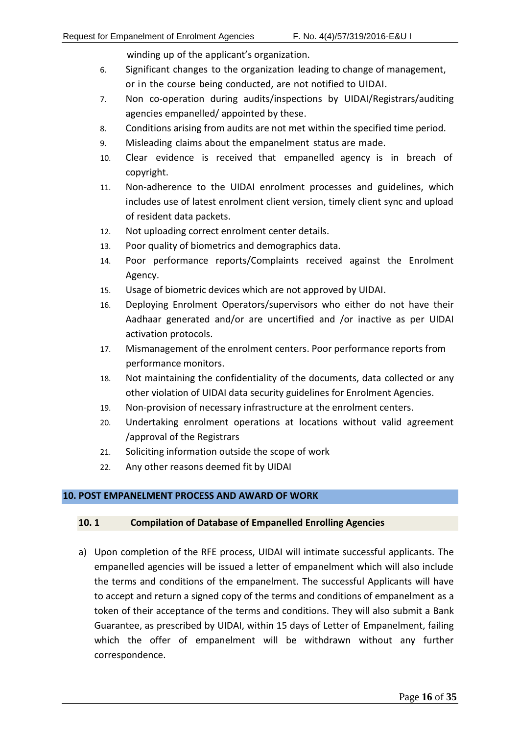winding up of the applicant's organization.

6. Significant changes to the organization leading to change of management, or in the course being conducted, are not notified to UIDAI.
7. Non co-operation during audits/inspections by UIDAI/Registrars/auditing agencies empanelled/ appointed by these.
8. Conditions arising from audits are not met within the specified time period.
9. Misleading claims about the empanelment status are made.
10. Clear evidence is received that empanelled agency is in breach of copyright.
11. Non-adherence to the UIDAI enrolment processes and guidelines, which includes use of latest enrolment client version, timely client sync and upload of resident data packets.
12. Not uploading correct enrolment center details.
13. Poor quality of biometrics and demographics data.
14. Poor performance reports/Complaints received against the Enrolment Agency.
15. Usage of biometric devices which are not approved by UIDAI.
16. Deploying Enrolment Operators/supervisors who either do not have their Aadhaar generated and/or are uncertified and /or inactive as per UIDAI activation protocols.
17. Mismanagement of the enrolment centers. Poor performance reports from performance monitors.
18. Not maintaining the confidentiality of the documents, data collected or any other violation of UIDAI data security guidelines for Enrolment Agencies.
19. Non-provision of necessary infrastructure at the enrolment centers.
20. Undertaking enrolment operations at locations without valid agreement /approval of the Registrars
21. Soliciting information outside the scope of work
22. Any other reasons deemed fit by UIDAI

## 10. POST EMPANELMENT PROCESS AND AWARD OF WORK

### 10. 1 Compilation of Database of Empanelled Enrolling Agencies

a) Upon completion of the RFE process, UIDAI will intimate successful applicants. The empanelled agencies will be issued a letter of empanelment which will also include the terms and conditions of the empanelment. The successful Applicants will have to accept and return a signed copy of the terms and conditions of empanelment as a token of their acceptance of the terms and conditions. They will also submit a Bank Guarantee, as prescribed by UIDAI, within 15 days of Letter of Empanelment, failing which the offer of empanelment will be withdrawn without any further correspondence.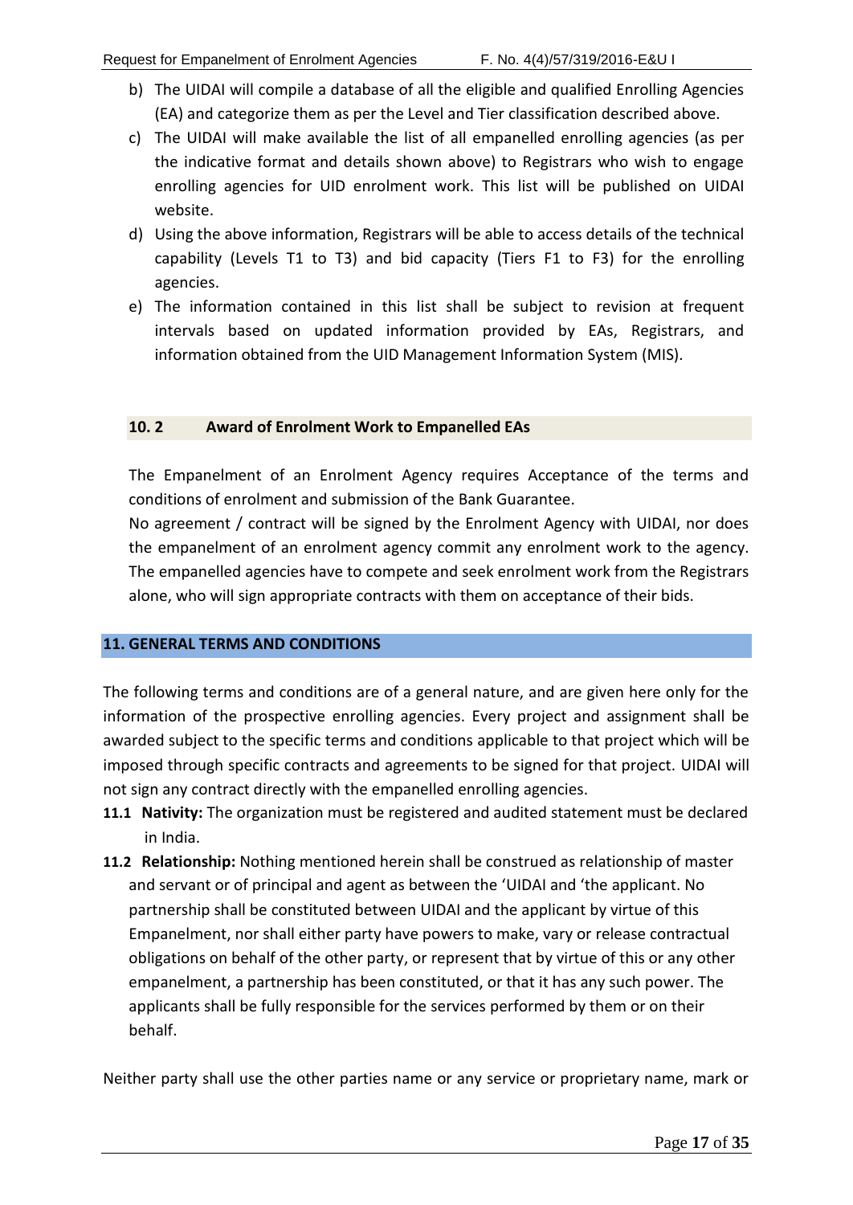b) The UIDAI will compile a database of all the eligible and qualified Enrolling Agencies (EA) and categorize them as per the Level and Tier classification described above.
c) The UIDAI will make available the list of all empanelled enrolling agencies (as per the indicative format and details shown above) to Registrars who wish to engage enrolling agencies for UID enrolment work. This list will be published on UIDAI website.
d) Using the above information, Registrars will be able to access details of the technical capability (Levels T1 to T3) and bid capacity (Tiers F1 to F3) for the enrolling agencies.
e) The information contained in this list shall be subject to revision at frequent intervals based on updated information provided by EAs, Registrars, and information obtained from the UID Management Information System (MIS).

### 10. 2 Award of Enrolment Work to Empanelled EAs

The Empanelment of an Enrolment Agency requires Acceptance of the terms and conditions of enrolment and submission of the Bank Guarantee.

No agreement / contract will be signed by the Enrolment Agency with UIDAI, nor does the empanelment of an enrolment agency commit any enrolment work to the agency. The empanelled agencies have to compete and seek enrolment work from the Registrars alone, who will sign appropriate contracts with them on acceptance of their bids.

## 11. GENERAL TERMS AND CONDITIONS

The following terms and conditions are of a general nature, and are given here only for the information of the prospective enrolling agencies. Every project and assignment shall be awarded subject to the specific terms and conditions applicable to that project which will be imposed through specific contracts and agreements to be signed for that project. UIDAI will not sign any contract directly with the empanelled enrolling agencies.

**11.1 Nativity:** The organization must be registered and audited statement must be declared in India.

**11.2 Relationship:** Nothing mentioned herein shall be construed as relationship of master and servant or of principal and agent as between the 'UIDAI and 'the applicant. No partnership shall be constituted between UIDAI and the applicant by virtue of this Empanelment, nor shall either party have powers to make, vary or release contractual obligations on behalf of the other party, or represent that by virtue of this or any other empanelment, a partnership has been constituted, or that it has any such power. The applicants shall be fully responsible for the services performed by them or on their behalf.

Neither party shall use the other parties name or any service or proprietary name, mark or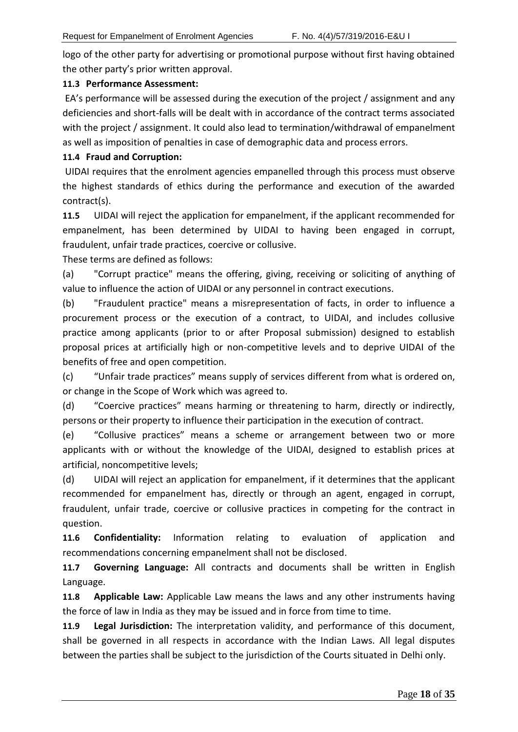logo of the other party for advertising or promotional purpose without first having obtained the other party's prior written approval.

**11.3 Performance Assessment:**

EA's performance will be assessed during the execution of the project / assignment and any deficiencies and short-falls will be dealt with in accordance of the contract terms associated with the project / assignment. It could also lead to termination/withdrawal of empanelment as well as imposition of penalties in case of demographic data and process errors.

**11.4 Fraud and Corruption:**

UIDAI requires that the enrolment agencies empanelled through this process must observe the highest standards of ethics during the performance and execution of the awarded contract(s).

**11.5** UIDAI will reject the application for empanelment, if the applicant recommended for empanelment, has been determined by UIDAI to having been engaged in corrupt, fraudulent, unfair trade practices, coercive or collusive.

These terms are defined as follows:

(a) "Corrupt practice" means the offering, giving, receiving or soliciting of anything of value to influence the action of UIDAI or any personnel in contract executions.

(b) "Fraudulent practice" means a misrepresentation of facts, in order to influence a procurement process or the execution of a contract, to UIDAI, and includes collusive practice among applicants (prior to or after Proposal submission) designed to establish proposal prices at artificially high or non-competitive levels and to deprive UIDAI of the benefits of free and open competition.

(c) "Unfair trade practices" means supply of services different from what is ordered on, or change in the Scope of Work which was agreed to.

(d) "Coercive practices" means harming or threatening to harm, directly or indirectly, persons or their property to influence their participation in the execution of contract.

(e) "Collusive practices" means a scheme or arrangement between two or more applicants with or without the knowledge of the UIDAI, designed to establish prices at artificial, noncompetitive levels;

(d) UIDAI will reject an application for empanelment, if it determines that the applicant recommended for empanelment has, directly or through an agent, engaged in corrupt, fraudulent, unfair trade, coercive or collusive practices in competing for the contract in question.

**11.6 Confidentiality:** Information relating to evaluation of application and recommendations concerning empanelment shall not be disclosed.

**11.7 Governing Language:** All contracts and documents shall be written in English Language.

**11.8 Applicable Law:** Applicable Law means the laws and any other instruments having the force of law in India as they may be issued and in force from time to time.

**11.9 Legal Jurisdiction:** The interpretation validity, and performance of this document, shall be governed in all respects in accordance with the Indian Laws. All legal disputes between the parties shall be subject to the jurisdiction of the Courts situated in Delhi only.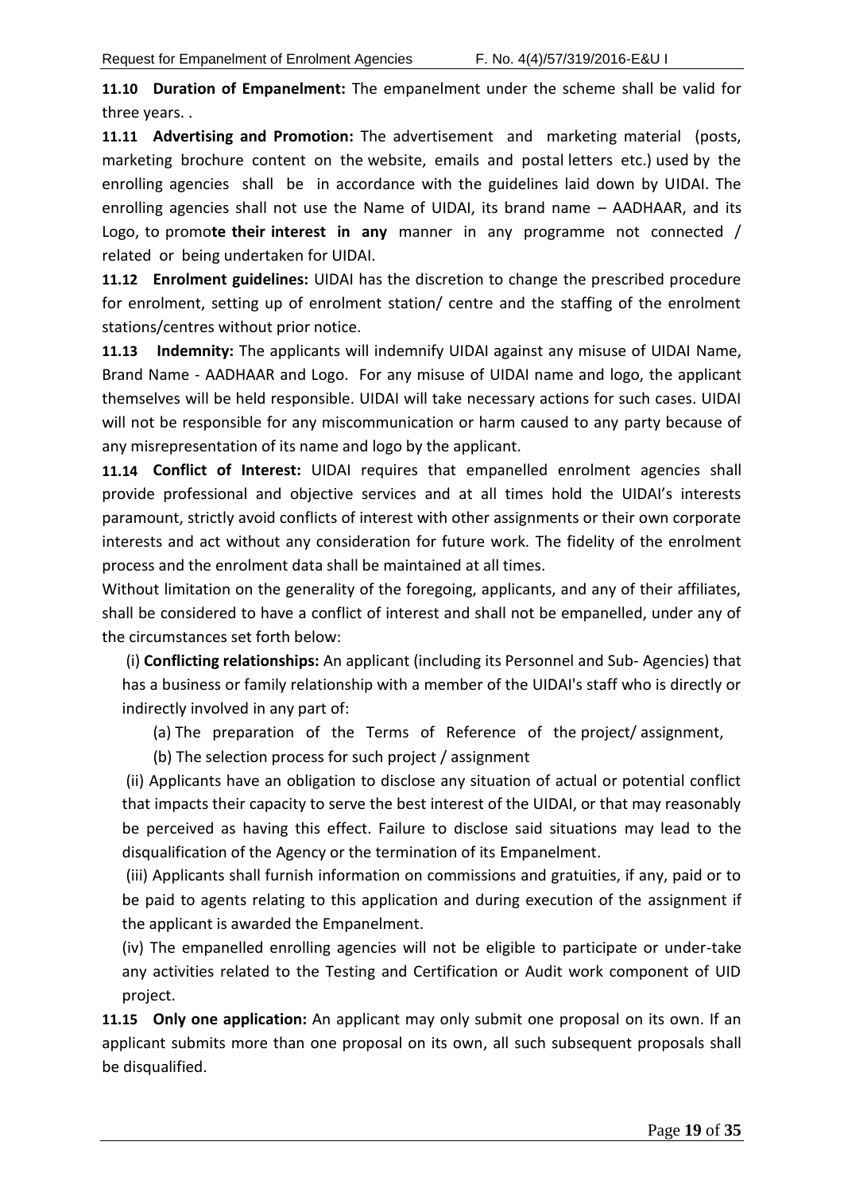**11.10 Duration of Empanelment:** The empanelment under the scheme shall be valid for three years. .

**11.11 Advertising and Promotion:** The advertisement and marketing material (posts, marketing brochure content on the website, emails and postal letters etc.) used by the enrolling agencies shall be in accordance with the guidelines laid down by UIDAI. The enrolling agencies shall not use the Name of UIDAI, its brand name – AADHAAR, and its Logo, to promo**te their interest in any** manner in any programme not connected / related or being undertaken for UIDAI.

**11.12 Enrolment guidelines:** UIDAI has the discretion to change the prescribed procedure for enrolment, setting up of enrolment station/ centre and the staffing of the enrolment stations/centres without prior notice.

**11.13 Indemnity:** The applicants will indemnify UIDAI against any misuse of UIDAI Name, Brand Name - AADHAAR and Logo. For any misuse of UIDAI name and logo, the applicant themselves will be held responsible. UIDAI will take necessary actions for such cases. UIDAI will not be responsible for any miscommunication or harm caused to any party because of any misrepresentation of its name and logo by the applicant.

**11.14 Conflict of Interest:** UIDAI requires that empanelled enrolment agencies shall provide professional and objective services and at all times hold the UIDAI's interests paramount, strictly avoid conflicts of interest with other assignments or their own corporate interests and act without any consideration for future work. The fidelity of the enrolment process and the enrolment data shall be maintained at all times.

Without limitation on the generality of the foregoing, applicants, and any of their affiliates, shall be considered to have a conflict of interest and shall not be empanelled, under any of the circumstances set forth below:

(i) **Conflicting relationships:** An applicant (including its Personnel and Sub- Agencies) that has a business or family relationship with a member of the UIDAI's staff who is directly or indirectly involved in any part of:

(a) The preparation of the Terms of Reference of the project/ assignment,

(b) The selection process for such project / assignment

(ii) Applicants have an obligation to disclose any situation of actual or potential conflict that impacts their capacity to serve the best interest of the UIDAI, or that may reasonably be perceived as having this effect. Failure to disclose said situations may lead to the disqualification of the Agency or the termination of its Empanelment.

(iii) Applicants shall furnish information on commissions and gratuities, if any, paid or to be paid to agents relating to this application and during execution of the assignment if the applicant is awarded the Empanelment.

(iv) The empanelled enrolling agencies will not be eligible to participate or under-take any activities related to the Testing and Certification or Audit work component of UID project.

**11.15 Only one application:** An applicant may only submit one proposal on its own. If an applicant submits more than one proposal on its own, all such subsequent proposals shall be disqualified.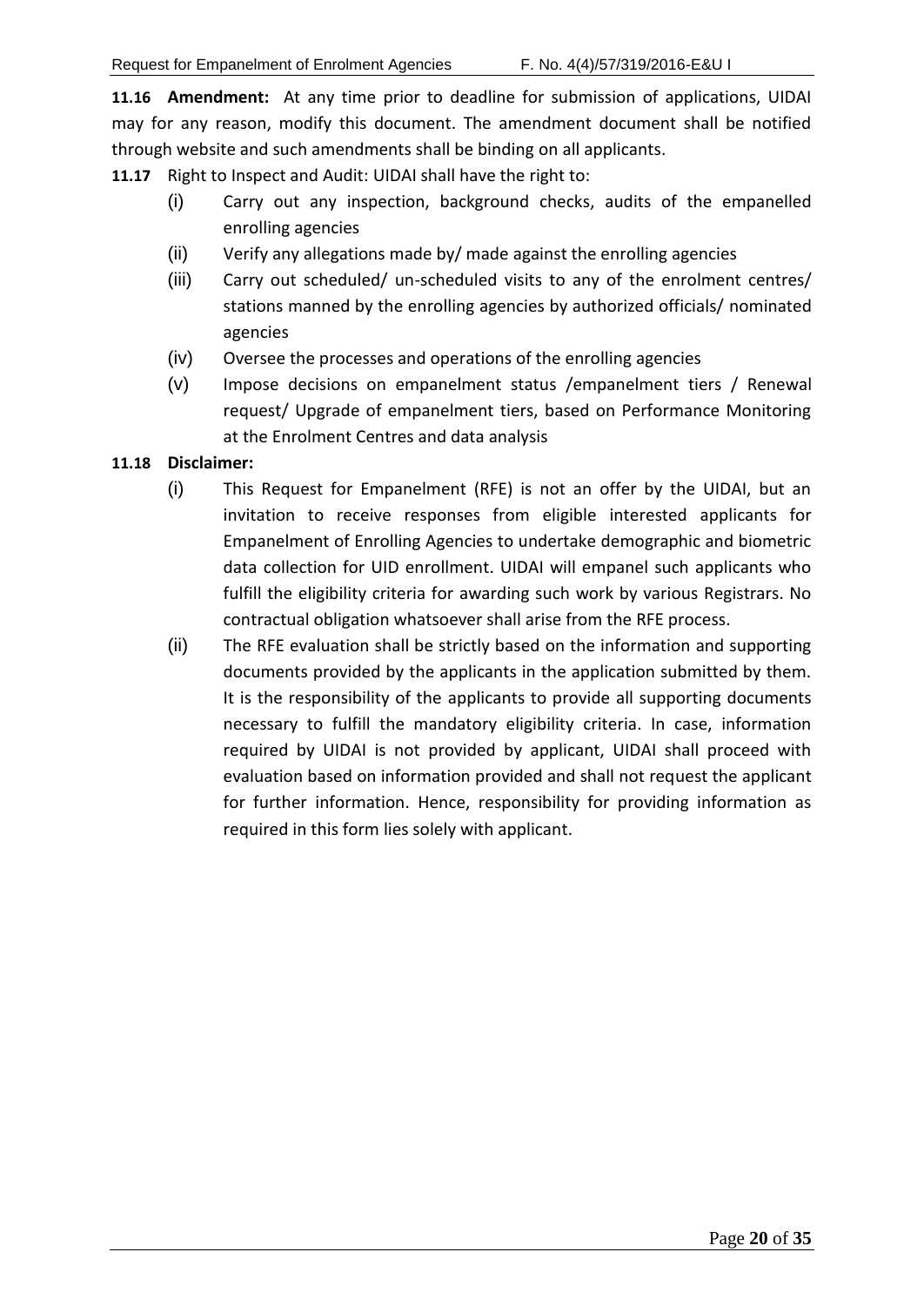**11.16 Amendment:** At any time prior to deadline for submission of applications, UIDAI may for any reason, modify this document. The amendment document shall be notified through website and such amendments shall be binding on all applicants.

**11.17** Right to Inspect and Audit: UIDAI shall have the right to:

(i) Carry out any inspection, background checks, audits of the empanelled enrolling agencies

(ii) Verify any allegations made by/ made against the enrolling agencies

(iii) Carry out scheduled/ un-scheduled visits to any of the enrolment centres/ stations manned by the enrolling agencies by authorized officials/ nominated agencies

(iv) Oversee the processes and operations of the enrolling agencies

(v) Impose decisions on empanelment status /empanelment tiers / Renewal request/ Upgrade of empanelment tiers, based on Performance Monitoring at the Enrolment Centres and data analysis

**11.18 Disclaimer:**

(i) This Request for Empanelment (RFE) is not an offer by the UIDAI, but an invitation to receive responses from eligible interested applicants for Empanelment of Enrolling Agencies to undertake demographic and biometric data collection for UID enrollment. UIDAI will empanel such applicants who fulfill the eligibility criteria for awarding such work by various Registrars. No contractual obligation whatsoever shall arise from the RFE process.

(ii) The RFE evaluation shall be strictly based on the information and supporting documents provided by the applicants in the application submitted by them. It is the responsibility of the applicants to provide all supporting documents necessary to fulfill the mandatory eligibility criteria. In case, information required by UIDAI is not provided by applicant, UIDAI shall proceed with evaluation based on information provided and shall not request the applicant for further information. Hence, responsibility for providing information as required in this form lies solely with applicant.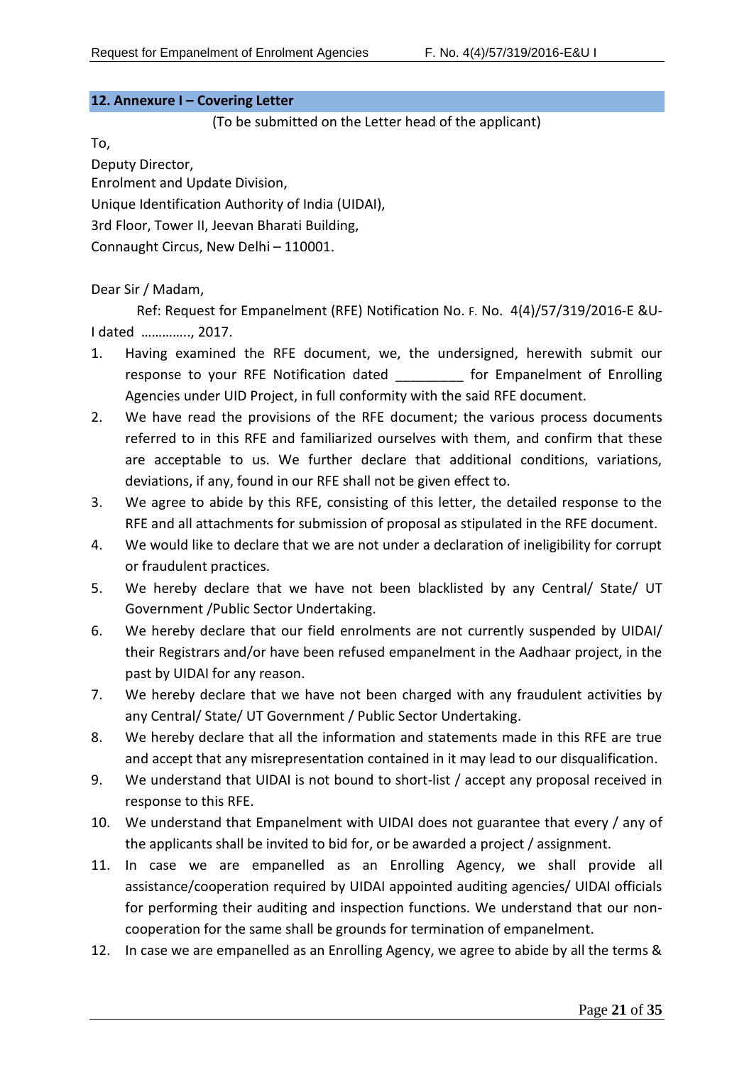## 12. Annexure I – Covering Letter

(To be submitted on the Letter head of the applicant)

To,

Deputy Director,
Enrolment and Update Division,
Unique Identification Authority of India (UIDAI),
3rd Floor, Tower II, Jeevan Bharati Building,
Connaught Circus, New Delhi – 110001.

Dear Sir / Madam,

Ref: Request for Empanelment (RFE) Notification No. F. No. 4(4)/57/319/2016-E &U-I dated …………., 2017.

1. Having examined the RFE document, we, the undersigned, herewith submit our response to your RFE Notification dated _________ for Empanelment of Enrolling Agencies under UID Project, in full conformity with the said RFE document.
2. We have read the provisions of the RFE document; the various process documents referred to in this RFE and familiarized ourselves with them, and confirm that these are acceptable to us. We further declare that additional conditions, variations, deviations, if any, found in our RFE shall not be given effect to.
3. We agree to abide by this RFE, consisting of this letter, the detailed response to the RFE and all attachments for submission of proposal as stipulated in the RFE document.
4. We would like to declare that we are not under a declaration of ineligibility for corrupt or fraudulent practices.
5. We hereby declare that we have not been blacklisted by any Central/ State/ UT Government /Public Sector Undertaking.
6. We hereby declare that our field enrolments are not currently suspended by UIDAI/ their Registrars and/or have been refused empanelment in the Aadhaar project, in the past by UIDAI for any reason.
7. We hereby declare that we have not been charged with any fraudulent activities by any Central/ State/ UT Government / Public Sector Undertaking.
8. We hereby declare that all the information and statements made in this RFE are true and accept that any misrepresentation contained in it may lead to our disqualification.
9. We understand that UIDAI is not bound to short-list / accept any proposal received in response to this RFE.
10. We understand that Empanelment with UIDAI does not guarantee that every / any of the applicants shall be invited to bid for, or be awarded a project / assignment.
11. In case we are empanelled as an Enrolling Agency, we shall provide all assistance/cooperation required by UIDAI appointed auditing agencies/ UIDAI officials for performing their auditing and inspection functions. We understand that our non-cooperation for the same shall be grounds for termination of empanelment.
12. In case we are empanelled as an Enrolling Agency, we agree to abide by all the terms &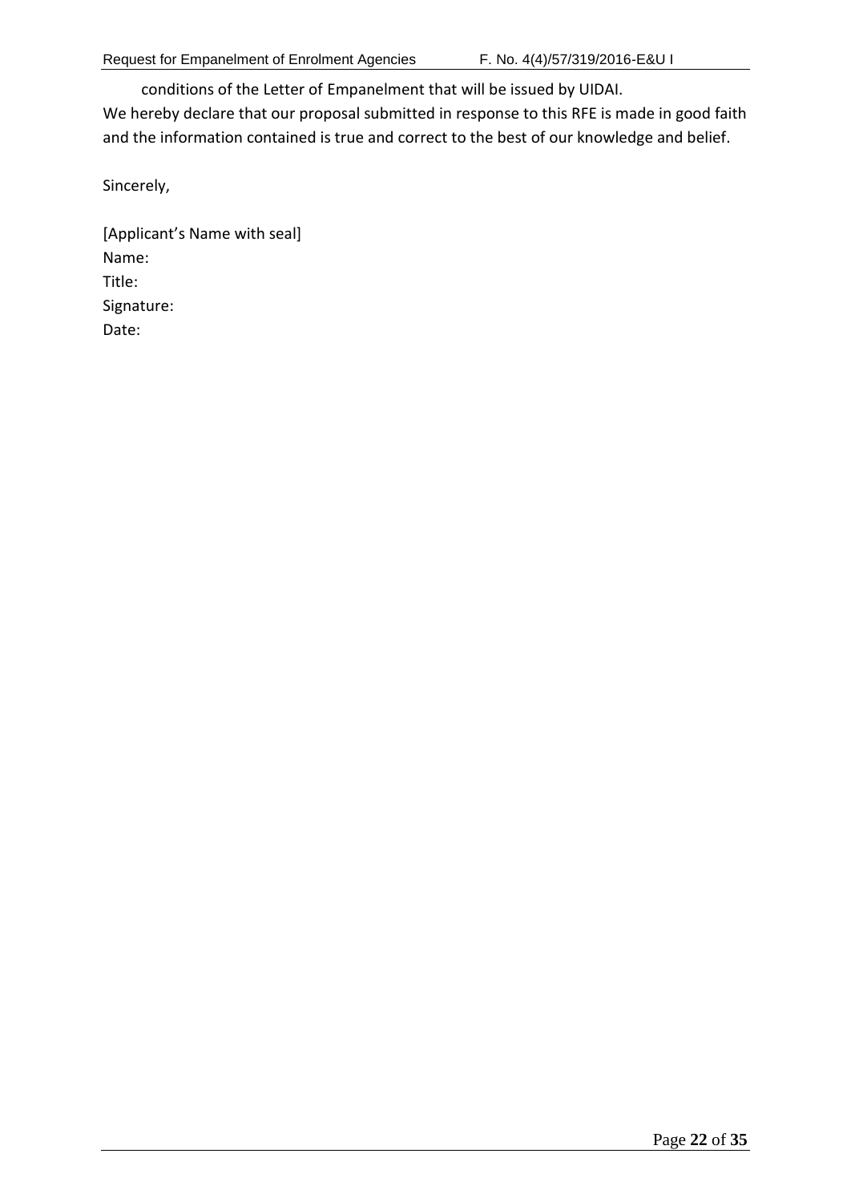conditions of the Letter of Empanelment that will be issued by UIDAI.

We hereby declare that our proposal submitted in response to this RFE is made in good faith and the information contained is true and correct to the best of our knowledge and belief.

Sincerely,

[Applicant's Name with seal]  
Name:  
Title:  
Signature:  
Date: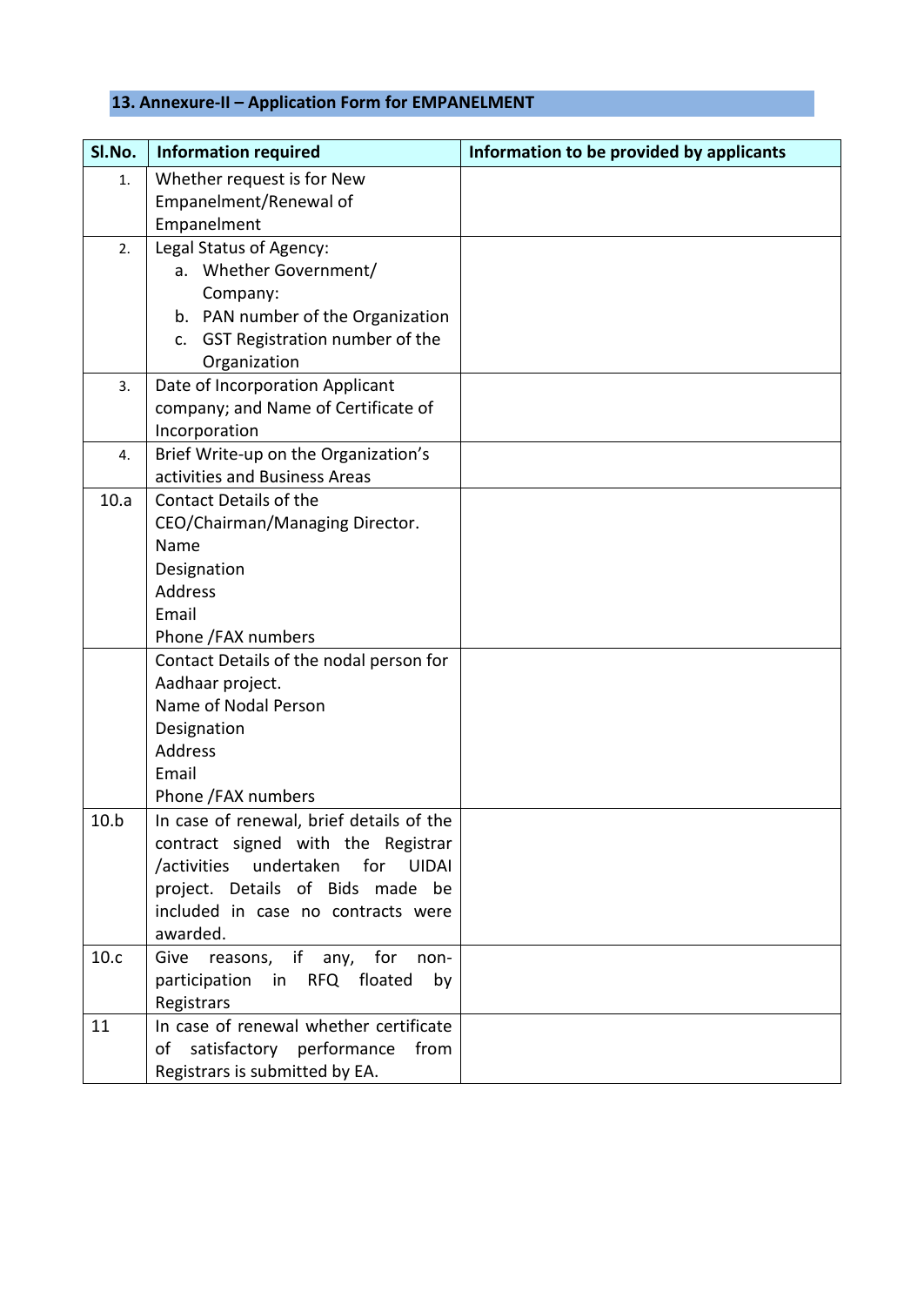## 13. Annexure-II – Application Form for EMPANELMENT

| Sl.No. | Information required | Information to be provided by applicants |
|---|---|---|
| 1. | Whether request is for New Empanelment/Renewal of Empanelment | |
| 2. | Legal Status of Agency:<br>a. Whether Government/ Company:<br>b. PAN number of the Organization<br>c. GST Registration number of the Organization | |
| 3. | Date of Incorporation Applicant company; and Name of Certificate of Incorporation | |
| 4. | Brief Write-up on the Organization's activities and Business Areas | |
| 10.a | Contact Details of the CEO/Chairman/Managing Director.<br>Name<br>Designation<br>Address<br>Email<br>Phone /FAX numbers | |
| | Contact Details of the nodal person for Aadhaar project.<br>Name of Nodal Person<br>Designation<br>Address<br>Email<br>Phone /FAX numbers | |
| 10.b | In case of renewal, brief details of the contract signed with the Registrar /activities undertaken for UIDAI project. Details of Bids made be included in case no contracts were awarded. | |
| 10.c | Give reasons, if any, for non-participation in RFQ floated by Registrars | |
| 11 | In case of renewal whether certificate of satisfactory performance from Registrars is submitted by EA. | |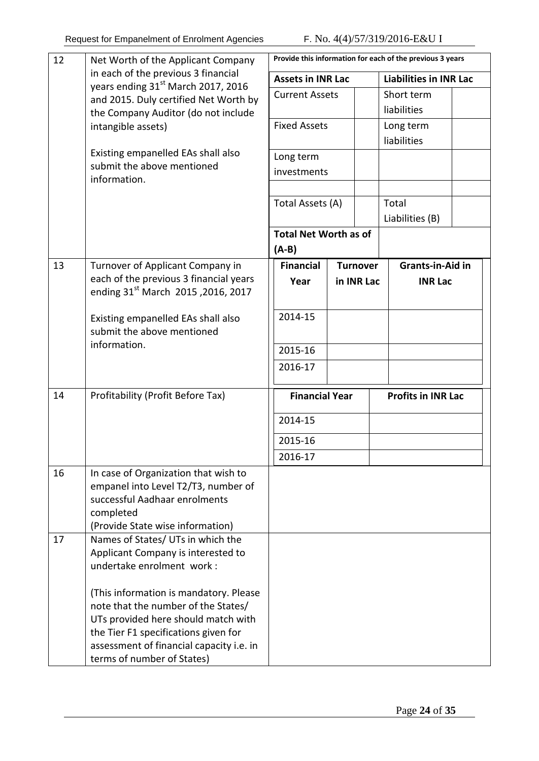| | | | | | |
|---|---|---|---|---|---|
| 12 | Net Worth of the Applicant Company in each of the previous 3 financial years ending 31st March 2017, 2016 and 2015. Duly certified Net Worth by the Company Auditor (do not include intangible assets)<br><br>Existing empanelled EAs shall also submit the above mentioned information. | **Provide this information for each of the previous 3 years** | | | |
| | | **Assets in INR Lac** | | **Liabilities in INR Lac** | |
| | | Current Assets | | Short term liabilities | |
| | | Fixed Assets | | Long term liabilities | |
| | | Long term investments | | | |
| | | | | | |
| | | Total Assets (A) | | Total Liabilities (B) | |
| | | **Total Net Worth as of (A-B)** | | | |
| 13 | Turnover of Applicant Company in each of the previous 3 financial years ending 31st March 2015 ,2016, 2017<br><br>Existing empanelled EAs shall also submit the above mentioned information. | **Financial Year** | **Turnover in INR Lac** | **Grants-in-Aid in INR Lac** | |
| | | 2014-15 | | | |
| | | 2015-16 | | | |
| | | 2016-17 | | | |
| 14 | Profitability (Profit Before Tax) | **Financial Year** | | **Profits in INR Lac** | |
| | | 2014-15 | | | |
| | | 2015-16 | | | |
| | | 2016-17 | | | |
| 16 | In case of Organization that wish to empanel into Level T2/T3, number of successful Aadhaar enrolments completed<br>(Provide State wise information) | | | | |
| 17 | Names of States/ UTs in which the Applicant Company is interested to undertake enrolment work :<br><br>(This information is mandatory. Please note that the number of the States/ UTs provided here should match with the Tier F1 specifications given for assessment of financial capacity i.e. in terms of number of States) | | | | |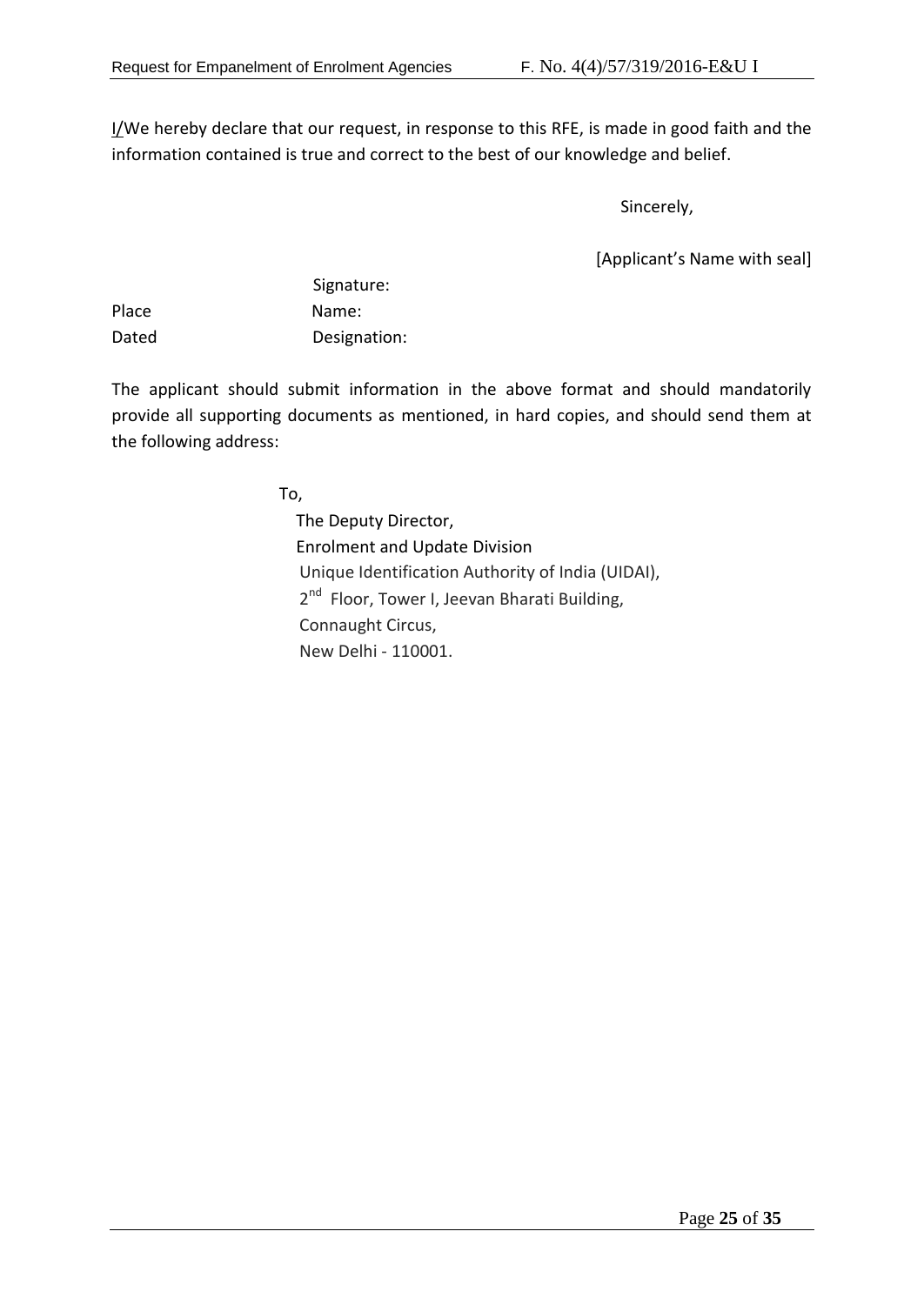I/We hereby declare that our request, in response to this RFE, is made in good faith and the information contained is true and correct to the best of our knowledge and belief.

Sincerely,

[Applicant's Name with seal]

Signature:

Place Name:

Dated Designation:

The applicant should submit information in the above format and should mandatorily provide all supporting documents as mentioned, in hard copies, and should send them at the following address:

To,

The Deputy Director,
Enrolment and Update Division
Unique Identification Authority of India (UIDAI),
2nd Floor, Tower I, Jeevan Bharati Building,
Connaught Circus,
New Delhi - 110001.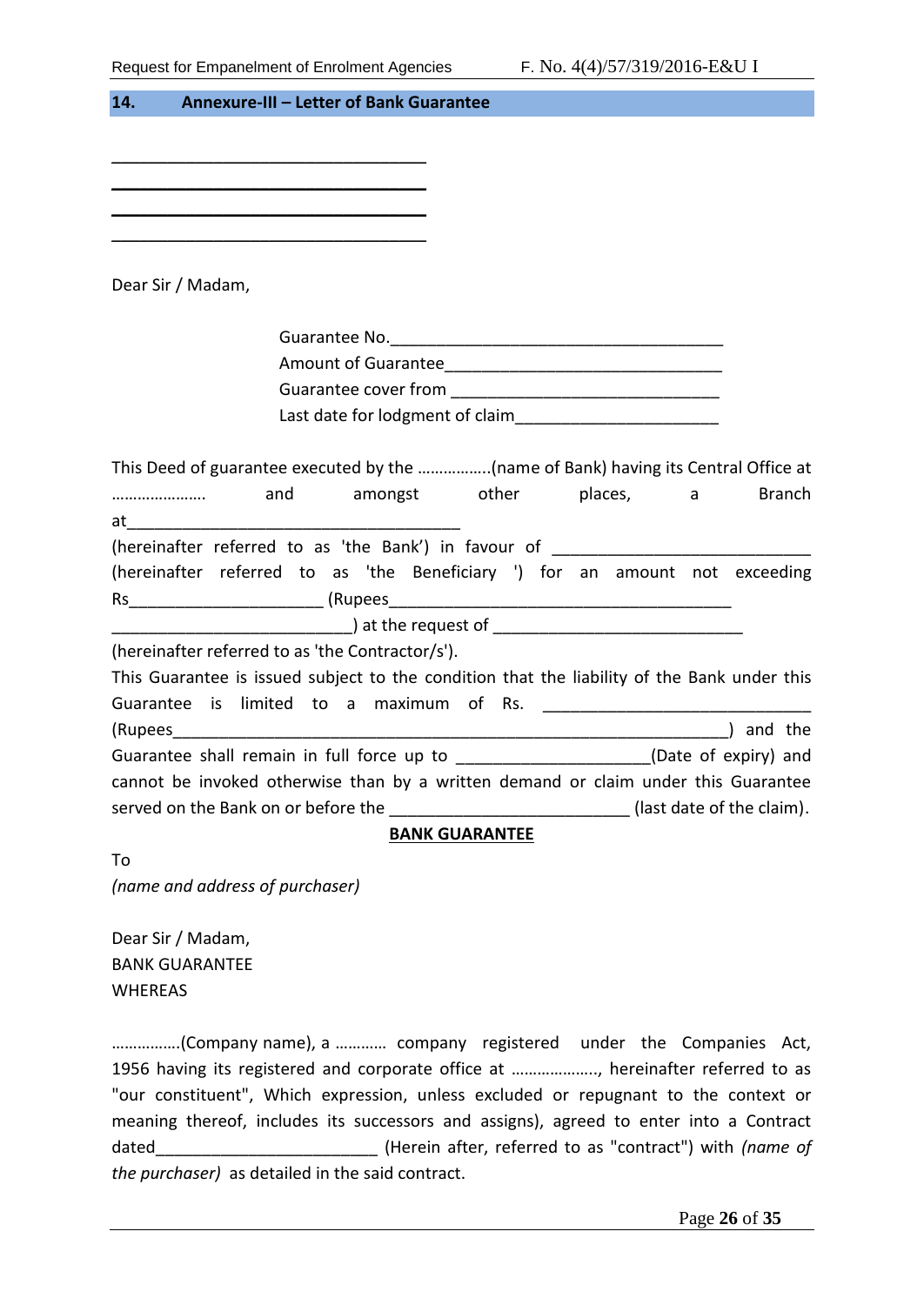## 14. Annexure-III – Letter of Bank Guarantee

___________________________________

___________________________________

___________________________________

___________________________________

Dear Sir / Madam,

Guarantee No.____________________________________
Amount of Guarantee______________________________
Guarantee cover from ______________________________
Last date for lodgment of claim_____________________

This Deed of guarantee executed by the ……………..(name of Bank) having its Central Office at …………………. and amongst other places, a Branch at____________________________________ (hereinafter referred to as 'the Bank') in favour of ___________________________ (hereinafter referred to as 'the Beneficiary ') for an amount not exceeding Rs_____________________ (Rupees____________________________________ __________________________) at the request of ___________________________ (hereinafter referred to as 'the Contractor/s').

This Guarantee is issued subject to the condition that the liability of the Bank under this Guarantee is limited to a maximum of Rs. _____________________________ (Rupees_________________________________________________________) and the Guarantee shall remain in full force up to _____________________(Date of expiry) and cannot be invoked otherwise than by a written demand or claim under this Guarantee served on the Bank on or before the _________________________ (last date of the claim).

**BANK GUARANTEE**

To
*(name and address of purchaser)*

Dear Sir / Madam,
BANK GUARANTEE
WHEREAS

…………….(Company name), a ………… company registered under the Companies Act, 1956 having its registered and corporate office at ……………….., hereinafter referred to as "our constituent", Which expression, unless excluded or repugnant to the context or meaning thereof, includes its successors and assigns), agreed to enter into a Contract dated________________________ (Herein after, referred to as "contract") with *(name of the purchaser)* as detailed in the said contract.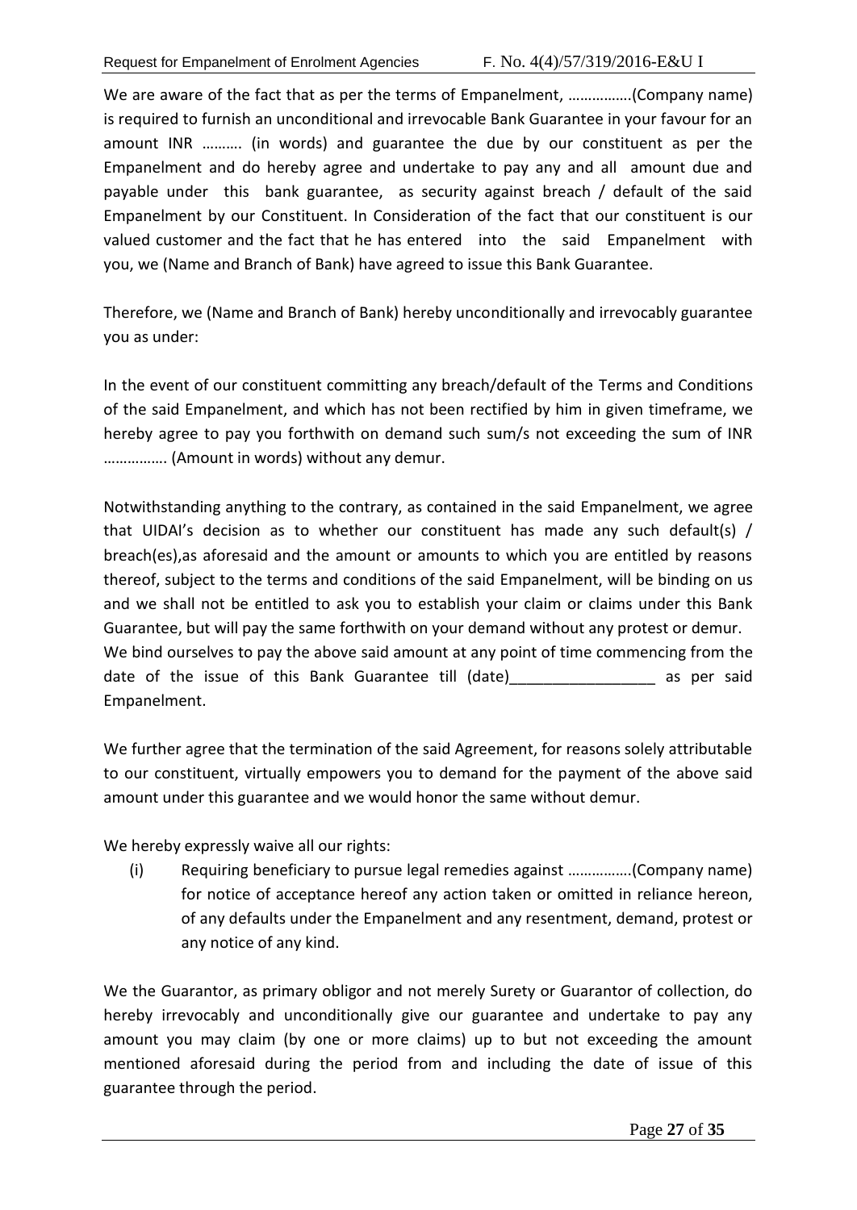We are aware of the fact that as per the terms of Empanelment, …………….(Company name) is required to furnish an unconditional and irrevocable Bank Guarantee in your favour for an amount INR ………. (in words) and guarantee the due by our constituent as per the Empanelment and do hereby agree and undertake to pay any and all amount due and payable under this bank guarantee, as security against breach / default of the said Empanelment by our Constituent. In Consideration of the fact that our constituent is our valued customer and the fact that he has entered into the said Empanelment with you, we (Name and Branch of Bank) have agreed to issue this Bank Guarantee.

Therefore, we (Name and Branch of Bank) hereby unconditionally and irrevocably guarantee you as under:

In the event of our constituent committing any breach/default of the Terms and Conditions of the said Empanelment, and which has not been rectified by him in given timeframe, we hereby agree to pay you forthwith on demand such sum/s not exceeding the sum of INR ……………. (Amount in words) without any demur.

Notwithstanding anything to the contrary, as contained in the said Empanelment, we agree that UIDAI's decision as to whether our constituent has made any such default(s) / breach(es),as aforesaid and the amount or amounts to which you are entitled by reasons thereof, subject to the terms and conditions of the said Empanelment, will be binding on us and we shall not be entitled to ask you to establish your claim or claims under this Bank Guarantee, but will pay the same forthwith on your demand without any protest or demur. We bind ourselves to pay the above said amount at any point of time commencing from the date of the issue of this Bank Guarantee till (date)_________________ as per said Empanelment.

We further agree that the termination of the said Agreement, for reasons solely attributable to our constituent, virtually empowers you to demand for the payment of the above said amount under this guarantee and we would honor the same without demur.

We hereby expressly waive all our rights:

(i) Requiring beneficiary to pursue legal remedies against …………….(Company name) for notice of acceptance hereof any action taken or omitted in reliance hereon, of any defaults under the Empanelment and any resentment, demand, protest or any notice of any kind.

We the Guarantor, as primary obligor and not merely Surety or Guarantor of collection, do hereby irrevocably and unconditionally give our guarantee and undertake to pay any amount you may claim (by one or more claims) up to but not exceeding the amount mentioned aforesaid during the period from and including the date of issue of this guarantee through the period.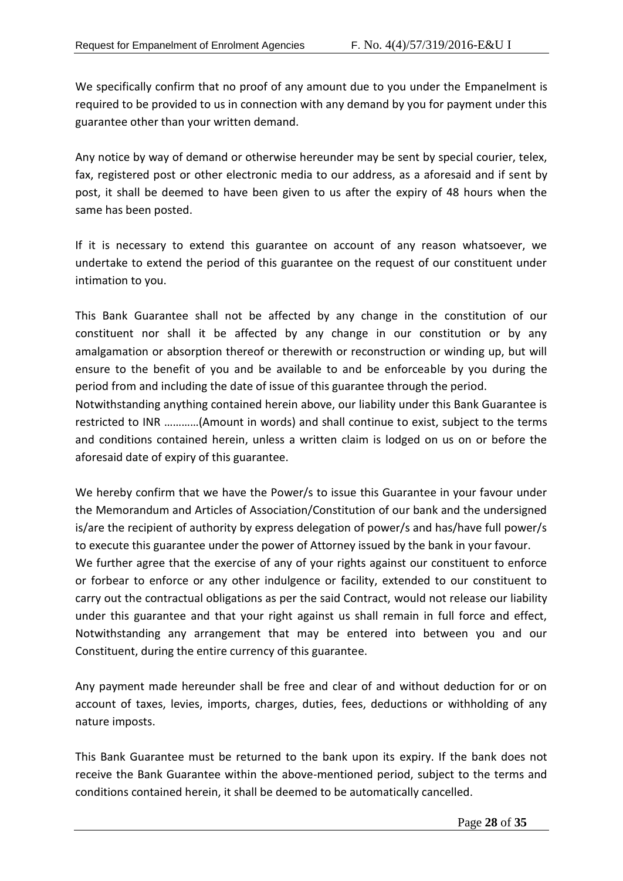We specifically confirm that no proof of any amount due to you under the Empanelment is required to be provided to us in connection with any demand by you for payment under this guarantee other than your written demand.

Any notice by way of demand or otherwise hereunder may be sent by special courier, telex, fax, registered post or other electronic media to our address, as a aforesaid and if sent by post, it shall be deemed to have been given to us after the expiry of 48 hours when the same has been posted.

If it is necessary to extend this guarantee on account of any reason whatsoever, we undertake to extend the period of this guarantee on the request of our constituent under intimation to you.

This Bank Guarantee shall not be affected by any change in the constitution of our constituent nor shall it be affected by any change in our constitution or by any amalgamation or absorption thereof or therewith or reconstruction or winding up, but will ensure to the benefit of you and be available to and be enforceable by you during the period from and including the date of issue of this guarantee through the period.
Notwithstanding anything contained herein above, our liability under this Bank Guarantee is restricted to INR …………(Amount in words) and shall continue to exist, subject to the terms and conditions contained herein, unless a written claim is lodged on us on or before the aforesaid date of expiry of this guarantee.

We hereby confirm that we have the Power/s to issue this Guarantee in your favour under the Memorandum and Articles of Association/Constitution of our bank and the undersigned is/are the recipient of authority by express delegation of power/s and has/have full power/s to execute this guarantee under the power of Attorney issued by the bank in your favour.
We further agree that the exercise of any of your rights against our constituent to enforce or forbear to enforce or any other indulgence or facility, extended to our constituent to carry out the contractual obligations as per the said Contract, would not release our liability under this guarantee and that your right against us shall remain in full force and effect, Notwithstanding any arrangement that may be entered into between you and our Constituent, during the entire currency of this guarantee.

Any payment made hereunder shall be free and clear of and without deduction for or on account of taxes, levies, imports, charges, duties, fees, deductions or withholding of any nature imposts.

This Bank Guarantee must be returned to the bank upon its expiry. If the bank does not receive the Bank Guarantee within the above-mentioned period, subject to the terms and conditions contained herein, it shall be deemed to be automatically cancelled.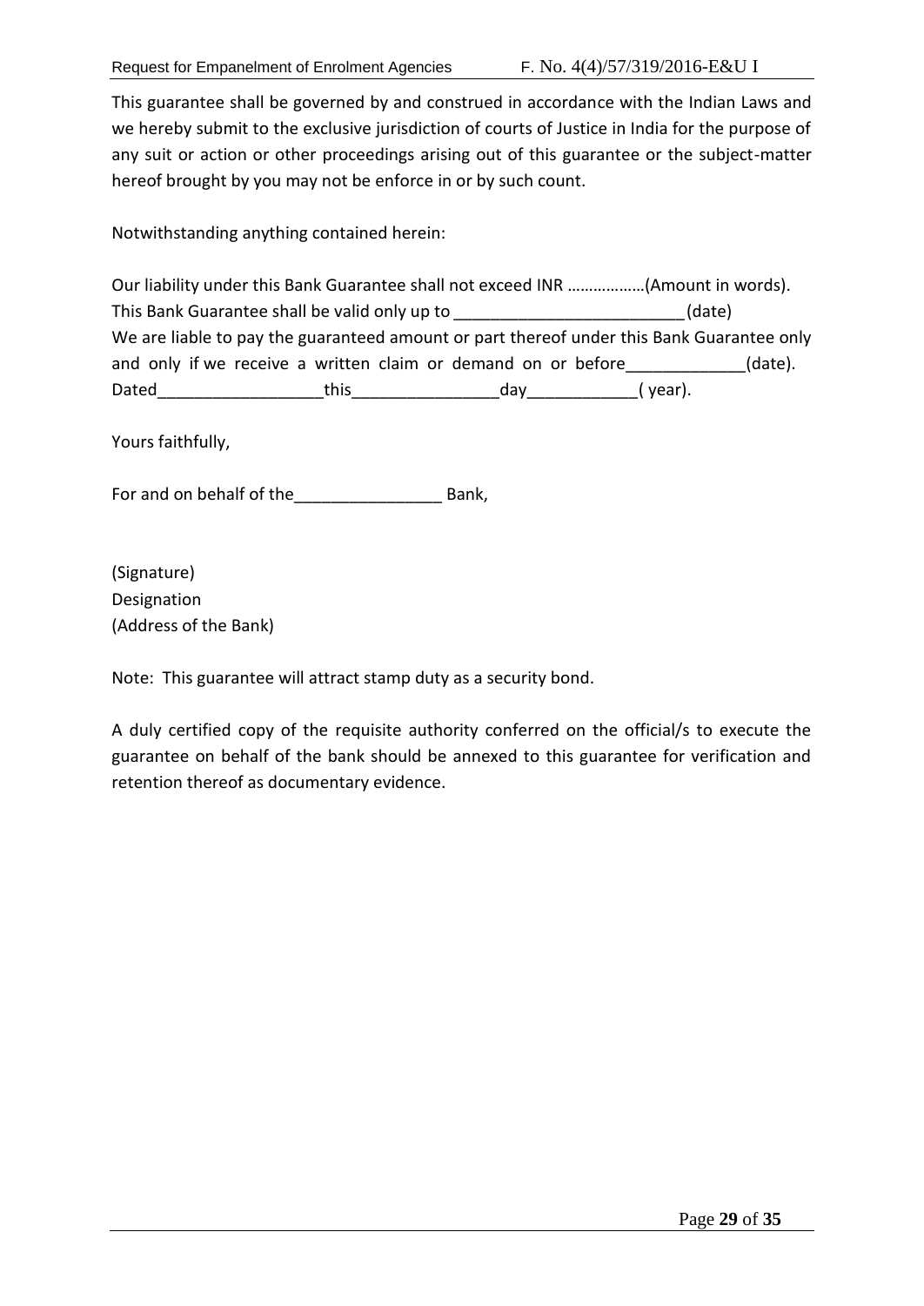This guarantee shall be governed by and construed in accordance with the Indian Laws and we hereby submit to the exclusive jurisdiction of courts of Justice in India for the purpose of any suit or action or other proceedings arising out of this guarantee or the subject-matter hereof brought by you may not be enforce in or by such count.

Notwithstanding anything contained herein:

Our liability under this Bank Guarantee shall not exceed INR ………………(Amount in words).
This Bank Guarantee shall be valid only up to _________________________(date)
We are liable to pay the guaranteed amount or part thereof under this Bank Guarantee only and only if we receive a written claim or demand on or before_____________(date).
Dated__________________this________________day____________( year).

Yours faithfully,

For and on behalf of the________________ Bank,

(Signature)
Designation
(Address of the Bank)

Note: This guarantee will attract stamp duty as a security bond.

A duly certified copy of the requisite authority conferred on the official/s to execute the guarantee on behalf of the bank should be annexed to this guarantee for verification and retention thereof as documentary evidence.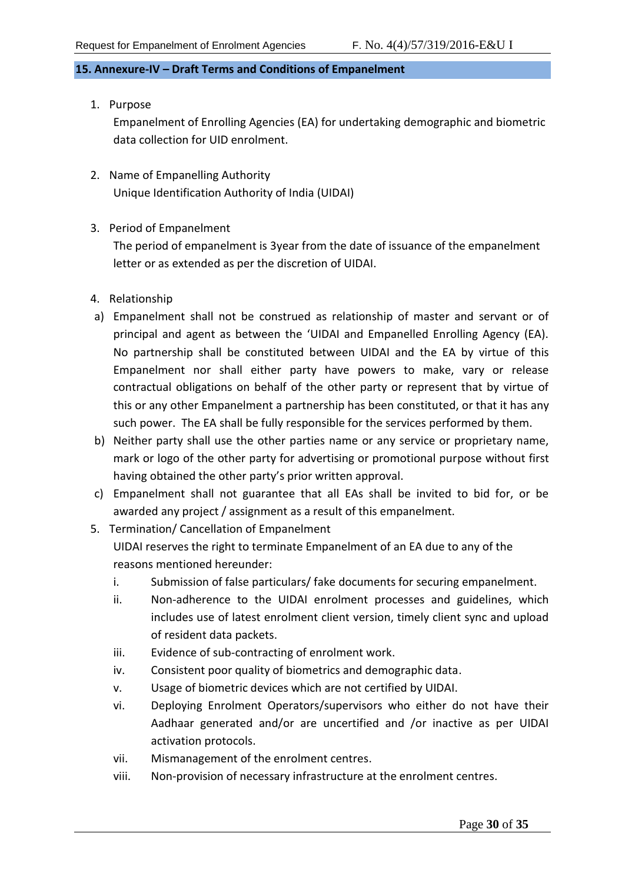## 15. Annexure-IV – Draft Terms and Conditions of Empanelment

1. Purpose

   Empanelment of Enrolling Agencies (EA) for undertaking demographic and biometric data collection for UID enrolment.

2. Name of Empanelling Authority

   Unique Identification Authority of India (UIDAI)

3. Period of Empanelment

   The period of empanelment is 3year from the date of issuance of the empanelment letter or as extended as per the discretion of UIDAI.

4. Relationship

   a) Empanelment shall not be construed as relationship of master and servant or of principal and agent as between the 'UIDAI and Empanelled Enrolling Agency (EA). No partnership shall be constituted between UIDAI and the EA by virtue of this Empanelment nor shall either party have powers to make, vary or release contractual obligations on behalf of the other party or represent that by virtue of this or any other Empanelment a partnership has been constituted, or that it has any such power. The EA shall be fully responsible for the services performed by them.
   b) Neither party shall use the other parties name or any service or proprietary name, mark or logo of the other party for advertising or promotional purpose without first having obtained the other party's prior written approval.
   c) Empanelment shall not guarantee that all EAs shall be invited to bid for, or be awarded any project / assignment as a result of this empanelment.

5. Termination/ Cancellation of Empanelment

   UIDAI reserves the right to terminate Empanelment of an EA due to any of the reasons mentioned hereunder:

   i. Submission of false particulars/ fake documents for securing empanelment.
   ii. Non-adherence to the UIDAI enrolment processes and guidelines, which includes use of latest enrolment client version, timely client sync and upload of resident data packets.
   iii. Evidence of sub-contracting of enrolment work.
   iv. Consistent poor quality of biometrics and demographic data.
   v. Usage of biometric devices which are not certified by UIDAI.
   vi. Deploying Enrolment Operators/supervisors who either do not have their Aadhaar generated and/or are uncertified and /or inactive as per UIDAI activation protocols.
   vii. Mismanagement of the enrolment centres.
   viii. Non-provision of necessary infrastructure at the enrolment centres.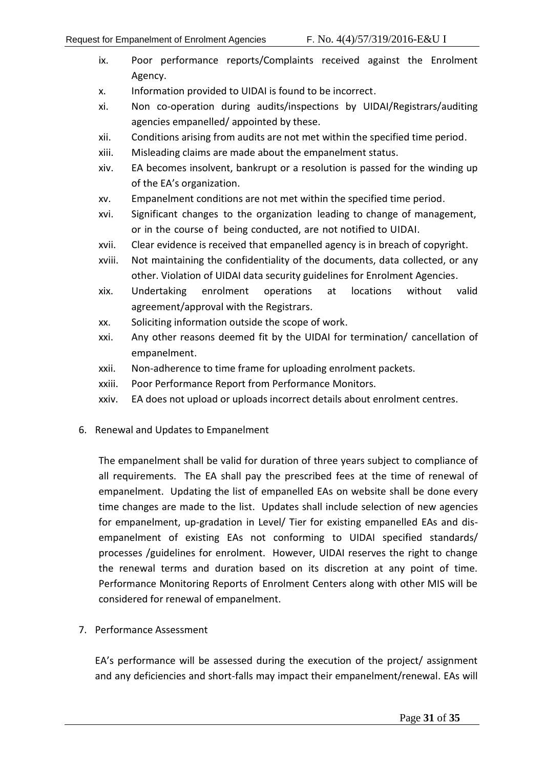ix. Poor performance reports/Complaints received against the Enrolment Agency.
x. Information provided to UIDAI is found to be incorrect.
xi. Non co-operation during audits/inspections by UIDAI/Registrars/auditing agencies empanelled/ appointed by these.
xii. Conditions arising from audits are not met within the specified time period.
xiii. Misleading claims are made about the empanelment status.
xiv. EA becomes insolvent, bankrupt or a resolution is passed for the winding up of the EA's organization.
xv. Empanelment conditions are not met within the specified time period.
xvi. Significant changes to the organization leading to change of management, or in the course of being conducted, are not notified to UIDAI.
xvii. Clear evidence is received that empanelled agency is in breach of copyright.
xviii. Not maintaining the confidentiality of the documents, data collected, or any other. Violation of UIDAI data security guidelines for Enrolment Agencies.
xix. Undertaking enrolment operations at locations without valid agreement/approval with the Registrars.
xx. Soliciting information outside the scope of work.
xxi. Any other reasons deemed fit by the UIDAI for termination/ cancellation of empanelment.
xxii. Non-adherence to time frame for uploading enrolment packets.
xxiii. Poor Performance Report from Performance Monitors.
xxiv. EA does not upload or uploads incorrect details about enrolment centres.

6. Renewal and Updates to Empanelment

The empanelment shall be valid for duration of three years subject to compliance of all requirements. The EA shall pay the prescribed fees at the time of renewal of empanelment. Updating the list of empanelled EAs on website shall be done every time changes are made to the list. Updates shall include selection of new agencies for empanelment, up-gradation in Level/ Tier for existing empanelled EAs and dis-empanelment of existing EAs not conforming to UIDAI specified standards/ processes /guidelines for enrolment. However, UIDAI reserves the right to change the renewal terms and duration based on its discretion at any point of time. Performance Monitoring Reports of Enrolment Centers along with other MIS will be considered for renewal of empanelment.

7. Performance Assessment

EA's performance will be assessed during the execution of the project/ assignment and any deficiencies and short-falls may impact their empanelment/renewal. EAs will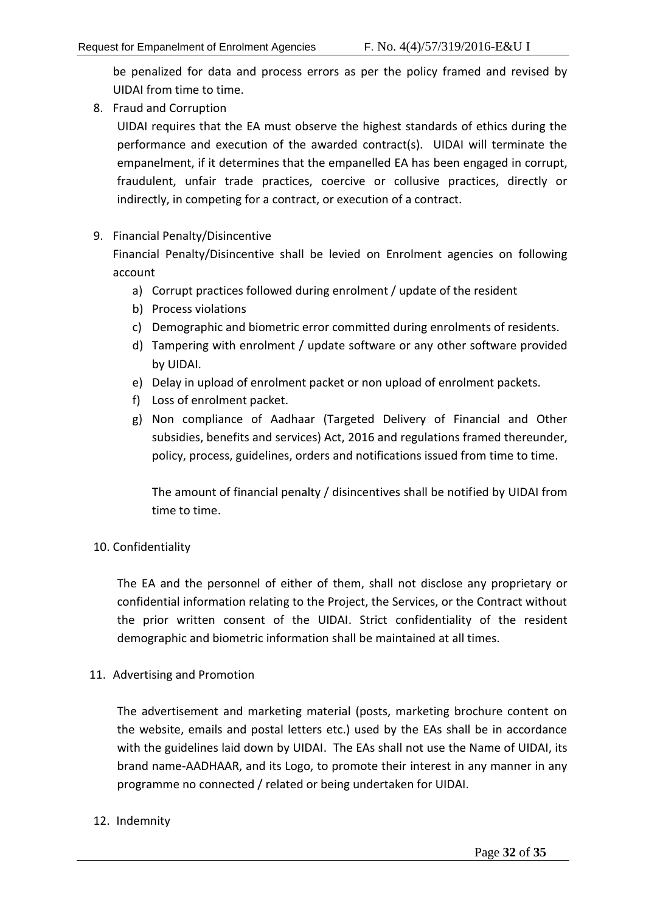be penalized for data and process errors as per the policy framed and revised by UIDAI from time to time.

8. Fraud and Corruption

   UIDAI requires that the EA must observe the highest standards of ethics during the performance and execution of the awarded contract(s). UIDAI will terminate the empanelment, if it determines that the empanelled EA has been engaged in corrupt, fraudulent, unfair trade practices, coercive or collusive practices, directly or indirectly, in competing for a contract, or execution of a contract.

9. Financial Penalty/Disincentive

   Financial Penalty/Disincentive shall be levied on Enrolment agencies on following account

   a) Corrupt practices followed during enrolment / update of the resident
   b) Process violations
   c) Demographic and biometric error committed during enrolments of residents.
   d) Tampering with enrolment / update software or any other software provided by UIDAI.
   e) Delay in upload of enrolment packet or non upload of enrolment packets.
   f) Loss of enrolment packet.
   g) Non compliance of Aadhaar (Targeted Delivery of Financial and Other subsidies, benefits and services) Act, 2016 and regulations framed thereunder, policy, process, guidelines, orders and notifications issued from time to time.

      The amount of financial penalty / disincentives shall be notified by UIDAI from time to time.

10. Confidentiality

    The EA and the personnel of either of them, shall not disclose any proprietary or confidential information relating to the Project, the Services, or the Contract without the prior written consent of the UIDAI. Strict confidentiality of the resident demographic and biometric information shall be maintained at all times.

11. Advertising and Promotion

    The advertisement and marketing material (posts, marketing brochure content on the website, emails and postal letters etc.) used by the EAs shall be in accordance with the guidelines laid down by UIDAI. The EAs shall not use the Name of UIDAI, its brand name-AADHAAR, and its Logo, to promote their interest in any manner in any programme no connected / related or being undertaken for UIDAI.

12. Indemnity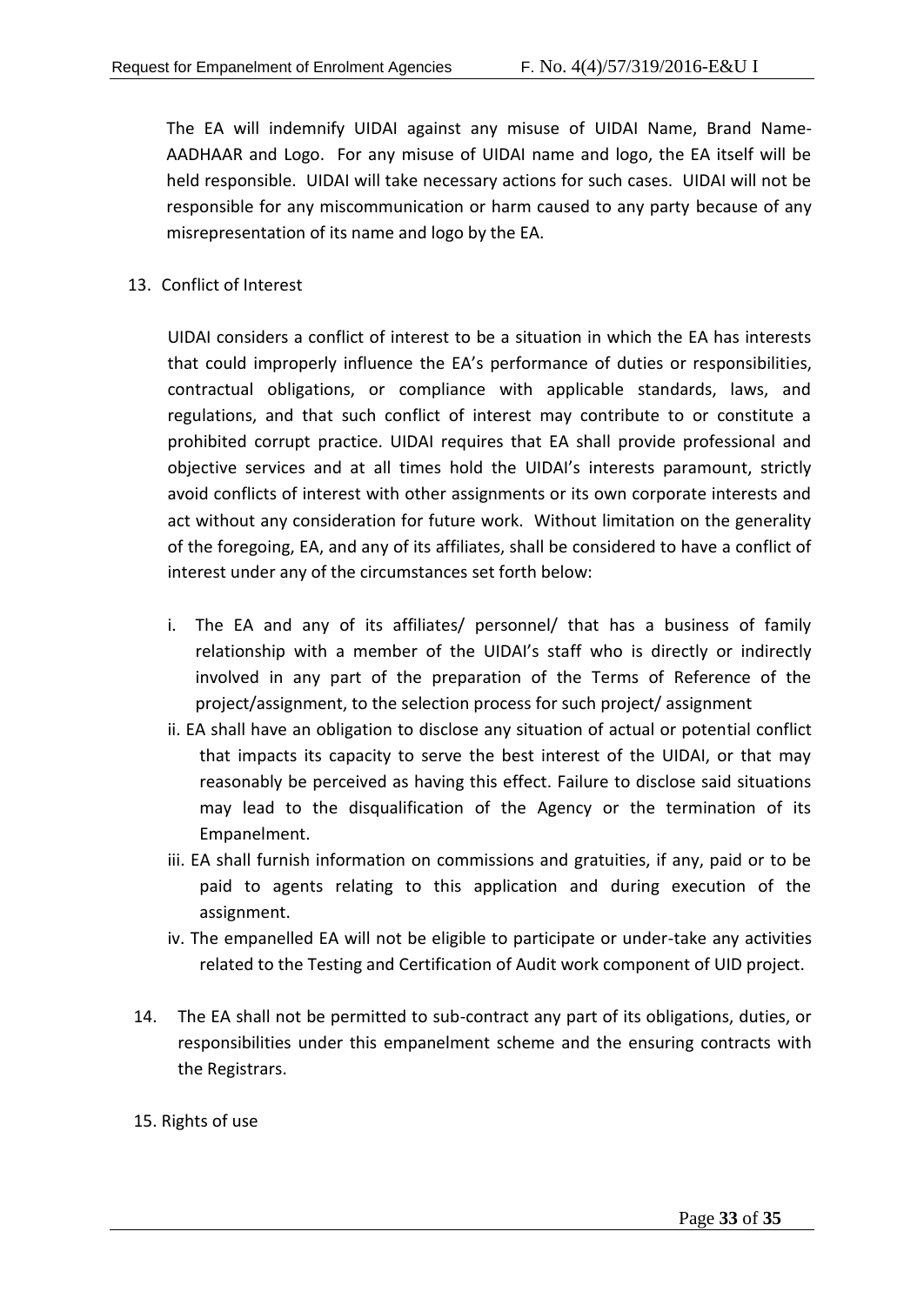The EA will indemnify UIDAI against any misuse of UIDAI Name, Brand Name-AADHAAR and Logo. For any misuse of UIDAI name and logo, the EA itself will be held responsible. UIDAI will take necessary actions for such cases. UIDAI will not be responsible for any miscommunication or harm caused to any party because of any misrepresentation of its name and logo by the EA.

13. Conflict of Interest

    UIDAI considers a conflict of interest to be a situation in which the EA has interests that could improperly influence the EA's performance of duties or responsibilities, contractual obligations, or compliance with applicable standards, laws, and regulations, and that such conflict of interest may contribute to or constitute a prohibited corrupt practice. UIDAI requires that EA shall provide professional and objective services and at all times hold the UIDAI's interests paramount, strictly avoid conflicts of interest with other assignments or its own corporate interests and act without any consideration for future work. Without limitation on the generality of the foregoing, EA, and any of its affiliates, shall be considered to have a conflict of interest under any of the circumstances set forth below:

    i. The EA and any of its affiliates/ personnel/ that has a business of family relationship with a member of the UIDAI's staff who is directly or indirectly involved in any part of the preparation of the Terms of Reference of the project/assignment, to the selection process for such project/ assignment
    ii. EA shall have an obligation to disclose any situation of actual or potential conflict that impacts its capacity to serve the best interest of the UIDAI, or that may reasonably be perceived as having this effect. Failure to disclose said situations may lead to the disqualification of the Agency or the termination of its Empanelment.
    iii. EA shall furnish information on commissions and gratuities, if any, paid or to be paid to agents relating to this application and during execution of the assignment.
    iv. The empanelled EA will not be eligible to participate or under-take any activities related to the Testing and Certification of Audit work component of UID project.

14. The EA shall not be permitted to sub-contract any part of its obligations, duties, or responsibilities under this empanelment scheme and the ensuring contracts with the Registrars.

15. Rights of use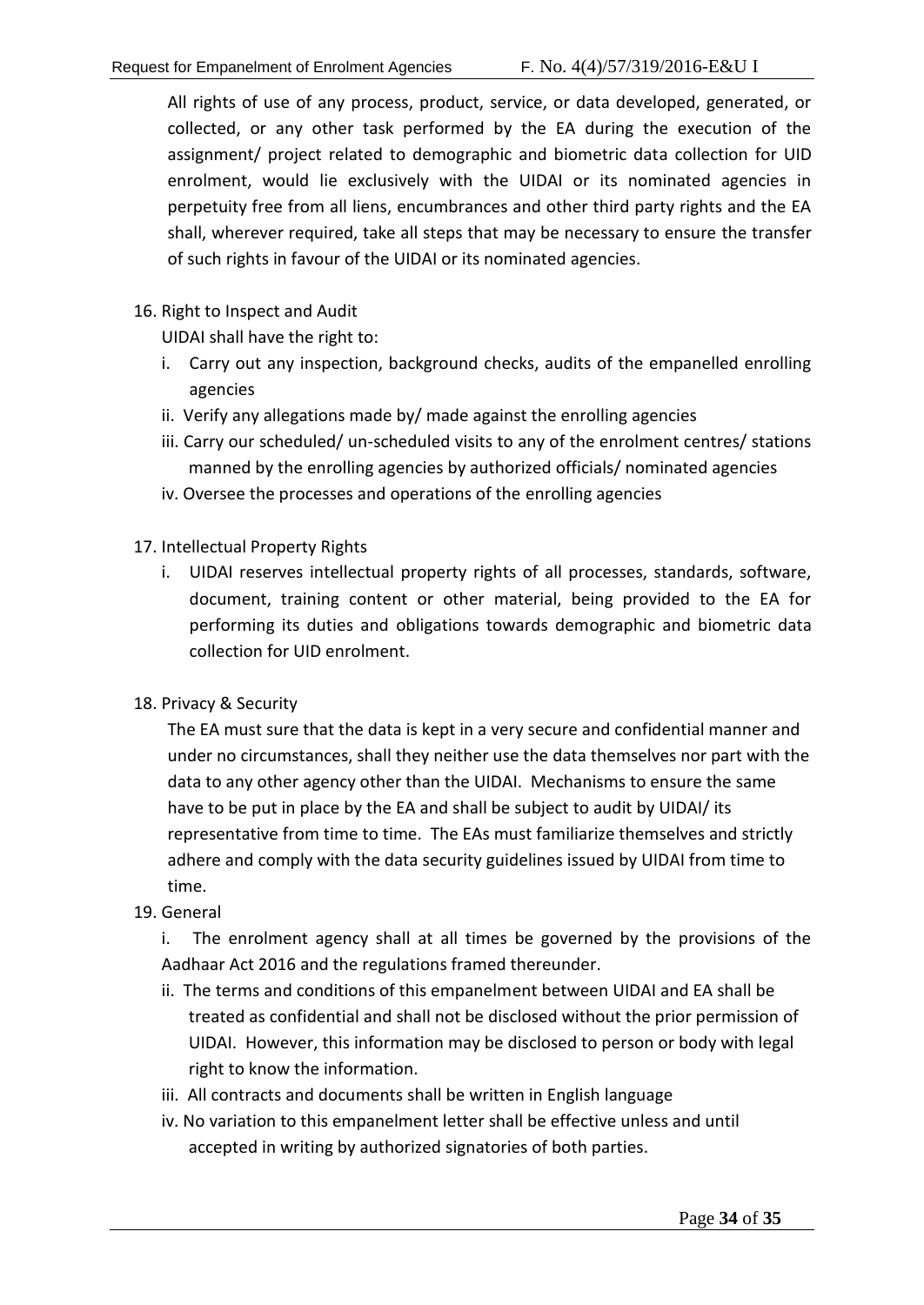All rights of use of any process, product, service, or data developed, generated, or collected, or any other task performed by the EA during the execution of the assignment/ project related to demographic and biometric data collection for UID enrolment, would lie exclusively with the UIDAI or its nominated agencies in perpetuity free from all liens, encumbrances and other third party rights and the EA shall, wherever required, take all steps that may be necessary to ensure the transfer of such rights in favour of the UIDAI or its nominated agencies.

16. Right to Inspect and Audit

    UIDAI shall have the right to:

    i. Carry out any inspection, background checks, audits of the empanelled enrolling agencies
    ii. Verify any allegations made by/ made against the enrolling agencies
    iii. Carry our scheduled/ un-scheduled visits to any of the enrolment centres/ stations manned by the enrolling agencies by authorized officials/ nominated agencies
    iv. Oversee the processes and operations of the enrolling agencies

17. Intellectual Property Rights

    i. UIDAI reserves intellectual property rights of all processes, standards, software, document, training content or other material, being provided to the EA for performing its duties and obligations towards demographic and biometric data collection for UID enrolment.

18. Privacy & Security

    The EA must sure that the data is kept in a very secure and confidential manner and under no circumstances, shall they neither use the data themselves nor part with the data to any other agency other than the UIDAI. Mechanisms to ensure the same have to be put in place by the EA and shall be subject to audit by UIDAI/ its representative from time to time. The EAs must familiarize themselves and strictly adhere and comply with the data security guidelines issued by UIDAI from time to time.

19. General

    i. The enrolment agency shall at all times be governed by the provisions of the Aadhaar Act 2016 and the regulations framed thereunder.
    ii. The terms and conditions of this empanelment between UIDAI and EA shall be treated as confidential and shall not be disclosed without the prior permission of UIDAI. However, this information may be disclosed to person or body with legal right to know the information.
    iii. All contracts and documents shall be written in English language
    iv. No variation to this empanelment letter shall be effective unless and until accepted in writing by authorized signatories of both parties.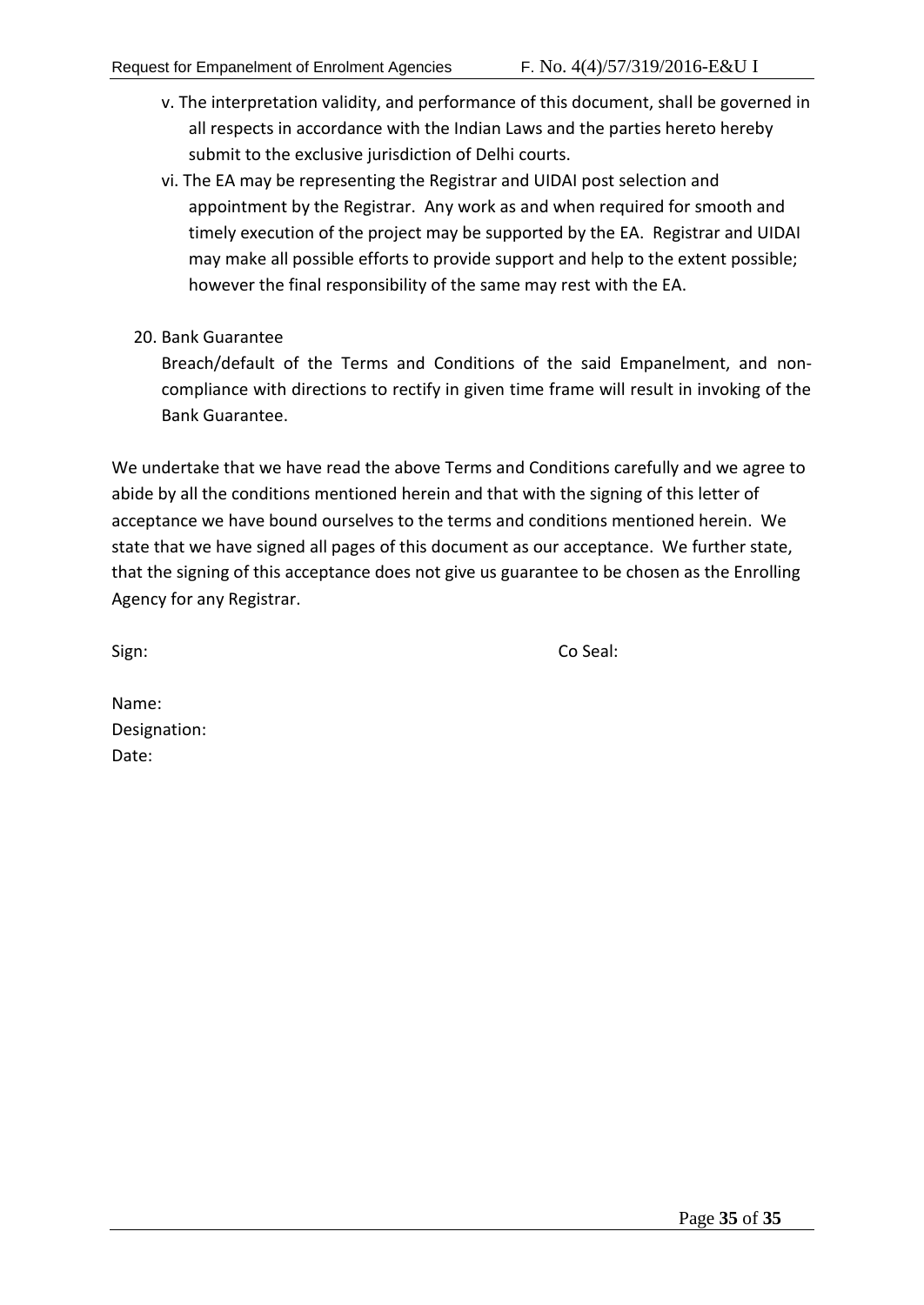v. The interpretation validity, and performance of this document, shall be governed in all respects in accordance with the Indian Laws and the parties hereto hereby submit to the exclusive jurisdiction of Delhi courts.

vi. The EA may be representing the Registrar and UIDAI post selection and appointment by the Registrar. Any work as and when required for smooth and timely execution of the project may be supported by the EA. Registrar and UIDAI may make all possible efforts to provide support and help to the extent possible; however the final responsibility of the same may rest with the EA.

20. Bank Guarantee

Breach/default of the Terms and Conditions of the said Empanelment, and non-compliance with directions to rectify in given time frame will result in invoking of the Bank Guarantee.

We undertake that we have read the above Terms and Conditions carefully and we agree to abide by all the conditions mentioned herein and that with the signing of this letter of acceptance we have bound ourselves to the terms and conditions mentioned herein. We state that we have signed all pages of this document as our acceptance. We further state, that the signing of this acceptance does not give us guarantee to be chosen as the Enrolling Agency for any Registrar.

Sign:

Co Seal:

Name:

Designation:

Date: